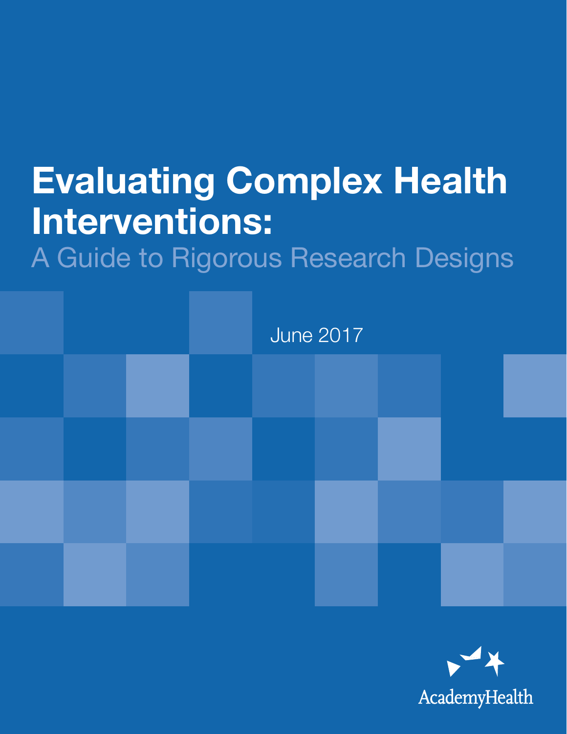# Evaluating Complex Health Interventions:

## A Guide to Rigorous Research Designs

June 2017

AcademyHealth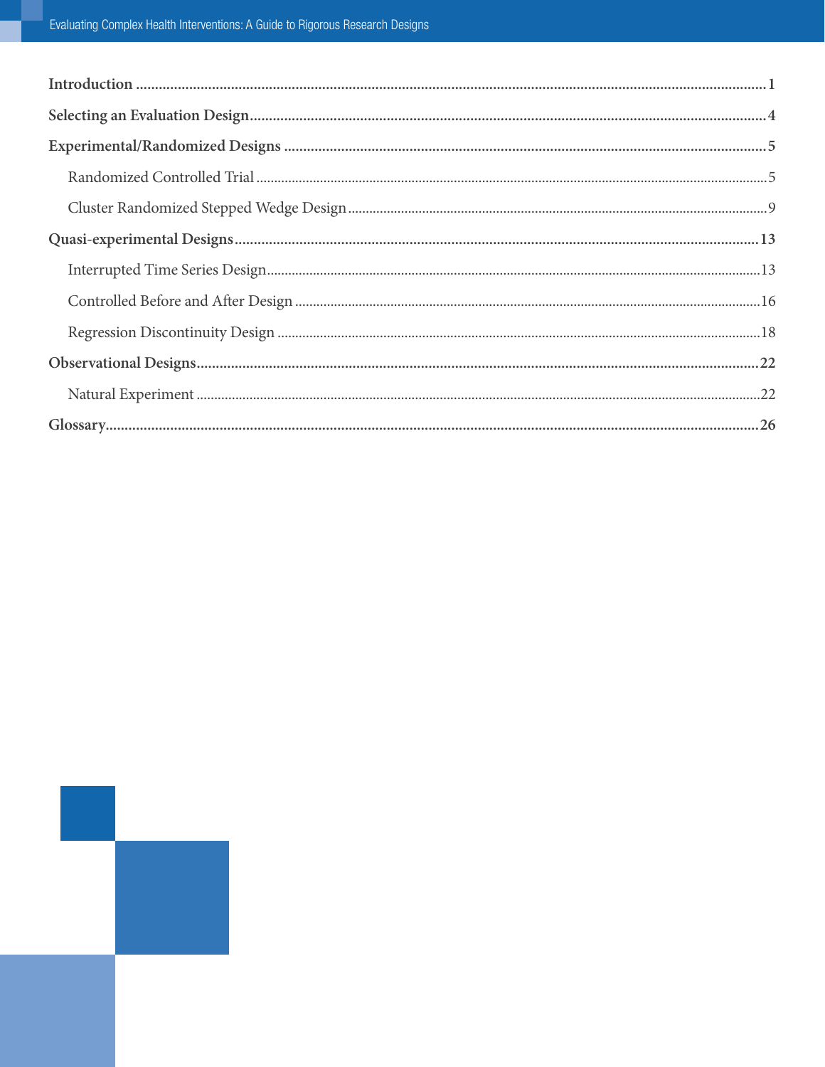**Introduction** .......... 1

**Selecting an Evaluation Design** .......... 4

**Experimental/Randomized Designs** .......... 5

- Randomized Controlled Trial .......... 5
- Cluster Randomized Stepped Wedge Design .......... 9

**Quasi-experimental Designs** .......... 13

- Interrupted Time Series Design .......... 13
- Controlled Before and After Design .......... 16
- Regression Discontinuity Design .......... 18

**Observational Designs** .......... 22

- Natural Experiment .......... 22

**Glossary** .......... 26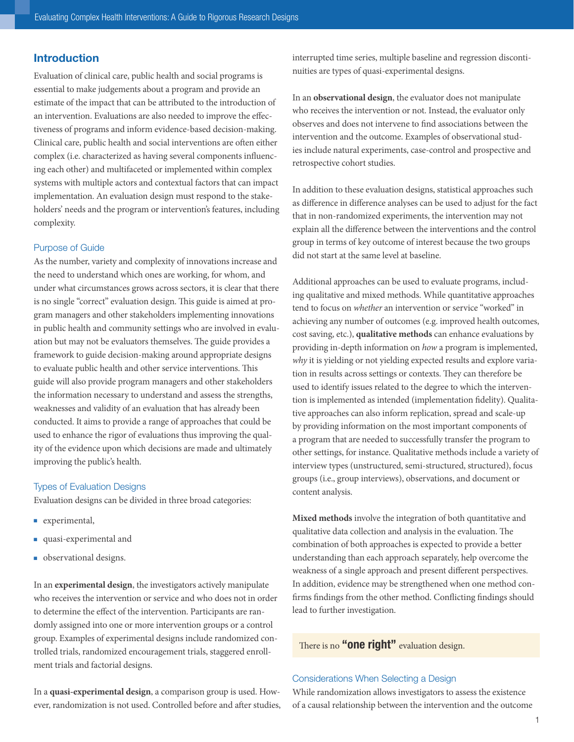## Introduction

Evaluation of clinical care, public health and social programs is essential to make judgements about a program and provide an estimate of the impact that can be attributed to the introduction of an intervention. Evaluations are also needed to improve the effectiveness of programs and inform evidence-based decision-making. Clinical care, public health and social interventions are often either complex (i.e. characterized as having several components influencing each other) and multifaceted or implemented within complex systems with multiple actors and contextual factors that can impact implementation. An evaluation design must respond to the stakeholders' needs and the program or intervention's features, including complexity.

### Purpose of Guide

As the number, variety and complexity of innovations increase and the need to understand which ones are working, for whom, and under what circumstances grows across sectors, it is clear that there is no single "correct" evaluation design. This guide is aimed at program managers and other stakeholders implementing innovations in public health and community settings who are involved in evaluation but may not be evaluators themselves. The guide provides a framework to guide decision-making around appropriate designs to evaluate public health and other service interventions. This guide will also provide program managers and other stakeholders the information necessary to understand and assess the strengths, weaknesses and validity of an evaluation that has already been conducted. It aims to provide a range of approaches that could be used to enhance the rigor of evaluations thus improving the quality of the evidence upon which decisions are made and ultimately improving the public's health.

### Types of Evaluation Designs

Evaluation designs can be divided in three broad categories:

- experimental,
- quasi-experimental and
- observational designs.

In an **experimental design**, the investigators actively manipulate who receives the intervention or service and who does not in order to determine the effect of the intervention. Participants are randomly assigned into one or more intervention groups or a control group. Examples of experimental designs include randomized controlled trials, randomized encouragement trials, staggered enrollment trials and factorial designs.

In a **quasi-experimental design**, a comparison group is used. However, randomization is not used. Controlled before and after studies, interrupted time series, multiple baseline and regression discontinuities are types of quasi-experimental designs.

In an **observational design**, the evaluator does not manipulate who receives the intervention or not. Instead, the evaluator only observes and does not intervene to find associations between the intervention and the outcome. Examples of observational studies include natural experiments, case-control and prospective and retrospective cohort studies.

In addition to these evaluation designs, statistical approaches such as difference in difference analyses can be used to adjust for the fact that in non-randomized experiments, the intervention may not explain all the difference between the interventions and the control group in terms of key outcome of interest because the two groups did not start at the same level at baseline.

Additional approaches can be used to evaluate programs, including qualitative and mixed methods. While quantitative approaches tend to focus on *whether* an intervention or service "worked" in achieving any number of outcomes (e.g. improved health outcomes, cost saving, etc.), **qualitative methods** can enhance evaluations by providing in-depth information on *how* a program is implemented, *why* it is yielding or not yielding expected results and explore variation in results across settings or contexts. They can therefore be used to identify issues related to the degree to which the intervention is implemented as intended (implementation fidelity). Qualitative approaches can also inform replication, spread and scale-up by providing information on the most important components of a program that are needed to successfully transfer the program to other settings, for instance. Qualitative methods include a variety of interview types (unstructured, semi-structured, structured), focus groups (i.e., group interviews), observations, and document or content analysis.

**Mixed methods** involve the integration of both quantitative and qualitative data collection and analysis in the evaluation. The combination of both approaches is expected to provide a better understanding than each approach separately, help overcome the weakness of a single approach and present different perspectives. In addition, evidence may be strengthened when one method confirms findings from the other method. Conflicting findings should lead to further investigation.

> There is no **"one right"** evaluation design.

### Considerations When Selecting a Design

While randomization allows investigators to assess the existence of a causal relationship between the intervention and the outcome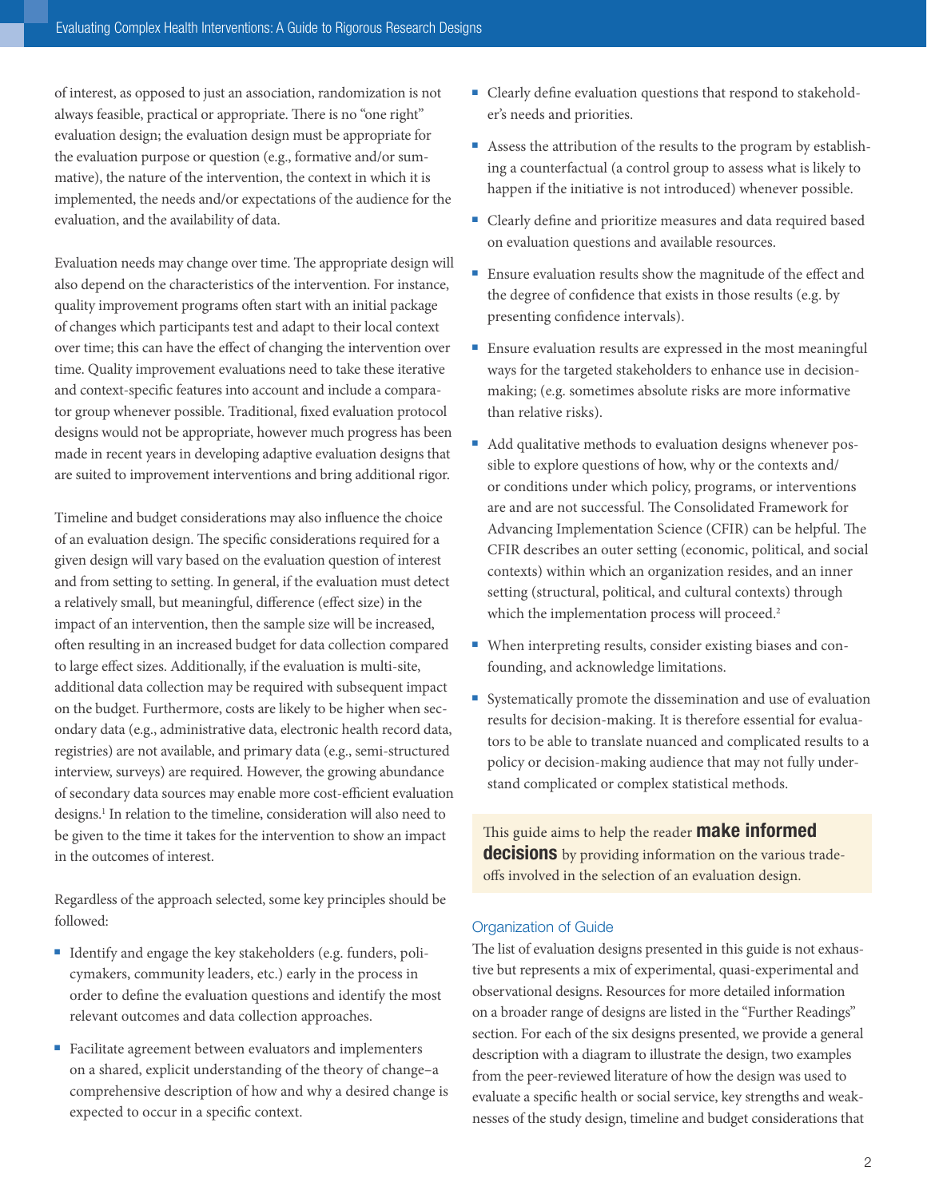of interest, as opposed to just an association, randomization is not always feasible, practical or appropriate. There is no "one right" evaluation design; the evaluation design must be appropriate for the evaluation purpose or question (e.g., formative and/or summative), the nature of the intervention, the context in which it is implemented, the needs and/or expectations of the audience for the evaluation, and the availability of data.

Evaluation needs may change over time. The appropriate design will also depend on the characteristics of the intervention. For instance, quality improvement programs often start with an initial package of changes which participants test and adapt to their local context over time; this can have the effect of changing the intervention over time. Quality improvement evaluations need to take these iterative and context-specific features into account and include a comparator group whenever possible. Traditional, fixed evaluation protocol designs would not be appropriate, however much progress has been made in recent years in developing adaptive evaluation designs that are suited to improvement interventions and bring additional rigor.

Timeline and budget considerations may also influence the choice of an evaluation design. The specific considerations required for a given design will vary based on the evaluation question of interest and from setting to setting. In general, if the evaluation must detect a relatively small, but meaningful, difference (effect size) in the impact of an intervention, then the sample size will be increased, often resulting in an increased budget for data collection compared to large effect sizes. Additionally, if the evaluation is multi-site, additional data collection may be required with subsequent impact on the budget. Furthermore, costs are likely to be higher when secondary data (e.g., administrative data, electronic health record data, registries) are not available, and primary data (e.g., semi-structured interview, surveys) are required. However, the growing abundance of secondary data sources may enable more cost-efficient evaluation designs.[1] In relation to the timeline, consideration will also need to be given to the time it takes for the intervention to show an impact in the outcomes of interest.

Regardless of the approach selected, some key principles should be followed:

- Identify and engage the key stakeholders (e.g. funders, policymakers, community leaders, etc.) early in the process in order to define the evaluation questions and identify the most relevant outcomes and data collection approaches.
- Facilitate agreement between evaluators and implementers on a shared, explicit understanding of the theory of change–a comprehensive description of how and why a desired change is expected to occur in a specific context.
- Clearly define evaluation questions that respond to stakeholder's needs and priorities.
- Assess the attribution of the results to the program by establishing a counterfactual (a control group to assess what is likely to happen if the initiative is not introduced) whenever possible.
- Clearly define and prioritize measures and data required based on evaluation questions and available resources.
- Ensure evaluation results show the magnitude of the effect and the degree of confidence that exists in those results (e.g. by presenting confidence intervals).
- Ensure evaluation results are expressed in the most meaningful ways for the targeted stakeholders to enhance use in decision-making; (e.g. sometimes absolute risks are more informative than relative risks).
- Add qualitative methods to evaluation designs whenever possible to explore questions of how, why or the contexts and/or conditions under which policy, programs, or interventions are and are not successful. The Consolidated Framework for Advancing Implementation Science (CFIR) can be helpful. The CFIR describes an outer setting (economic, political, and social contexts) within which an organization resides, and an inner setting (structural, political, and cultural contexts) through which the implementation process will proceed.[2]
- When interpreting results, consider existing biases and confounding, and acknowledge limitations.
- Systematically promote the dissemination and use of evaluation results for decision-making. It is therefore essential for evaluators to be able to translate nuanced and complicated results to a policy or decision-making audience that may not fully understand complicated or complex statistical methods.

This guide aims to help the reader **make informed decisions** by providing information on the various trade-offs involved in the selection of an evaluation design.

## Organization of Guide

The list of evaluation designs presented in this guide is not exhaustive but represents a mix of experimental, quasi-experimental and observational designs. Resources for more detailed information on a broader range of designs are listed in the "Further Readings" section. For each of the six designs presented, we provide a general description with a diagram to illustrate the design, two examples from the peer-reviewed literature of how the design was used to evaluate a specific health or social service, key strengths and weaknesses of the study design, timeline and budget considerations that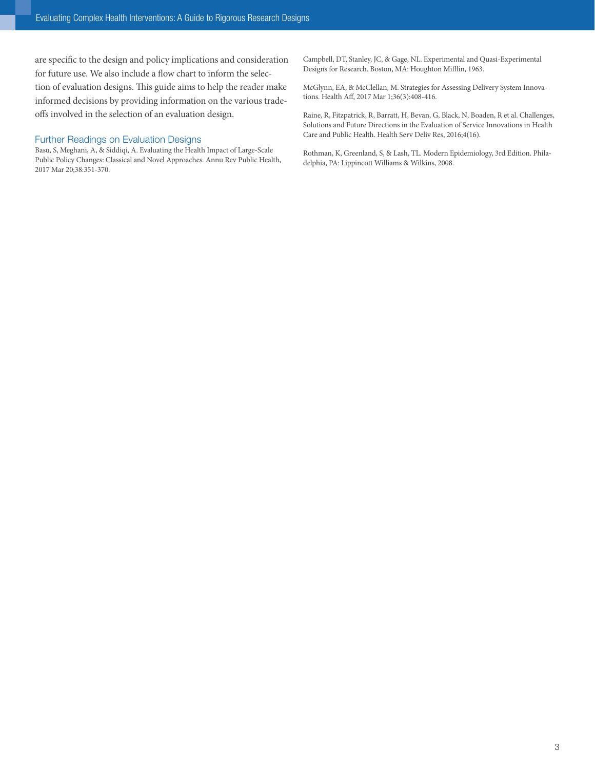are specific to the design and policy implications and consideration for future use. We also include a flow chart to inform the selection of evaluation designs. This guide aims to help the reader make informed decisions by providing information on the various tradeoffs involved in the selection of an evaluation design.

### Further Readings on Evaluation Designs

Basu, S, Meghani, A, & Siddiqi, A. Evaluating the Health Impact of Large-Scale Public Policy Changes: Classical and Novel Approaches. Annu Rev Public Health, 2017 Mar 20;38:351-370.

Campbell, DT, Stanley, JC, & Gage, NL. Experimental and Quasi-Experimental Designs for Research. Boston, MA: Houghton Mifflin, 1963.

McGlynn, EA, & McClellan, M. Strategies for Assessing Delivery System Innovations. Health Aff, 2017 Mar 1;36(3):408-416.

Raine, R, Fitzpatrick, R, Barratt, H, Bevan, G, Black, N, Boaden, R et al. Challenges, Solutions and Future Directions in the Evaluation of Service Innovations in Health Care and Public Health. Health Serv Deliv Res, 2016;4(16).

Rothman, K, Greenland, S, & Lash, TL. Modern Epidemiology, 3rd Edition. Philadelphia, PA: Lippincott Williams & Wilkins, 2008.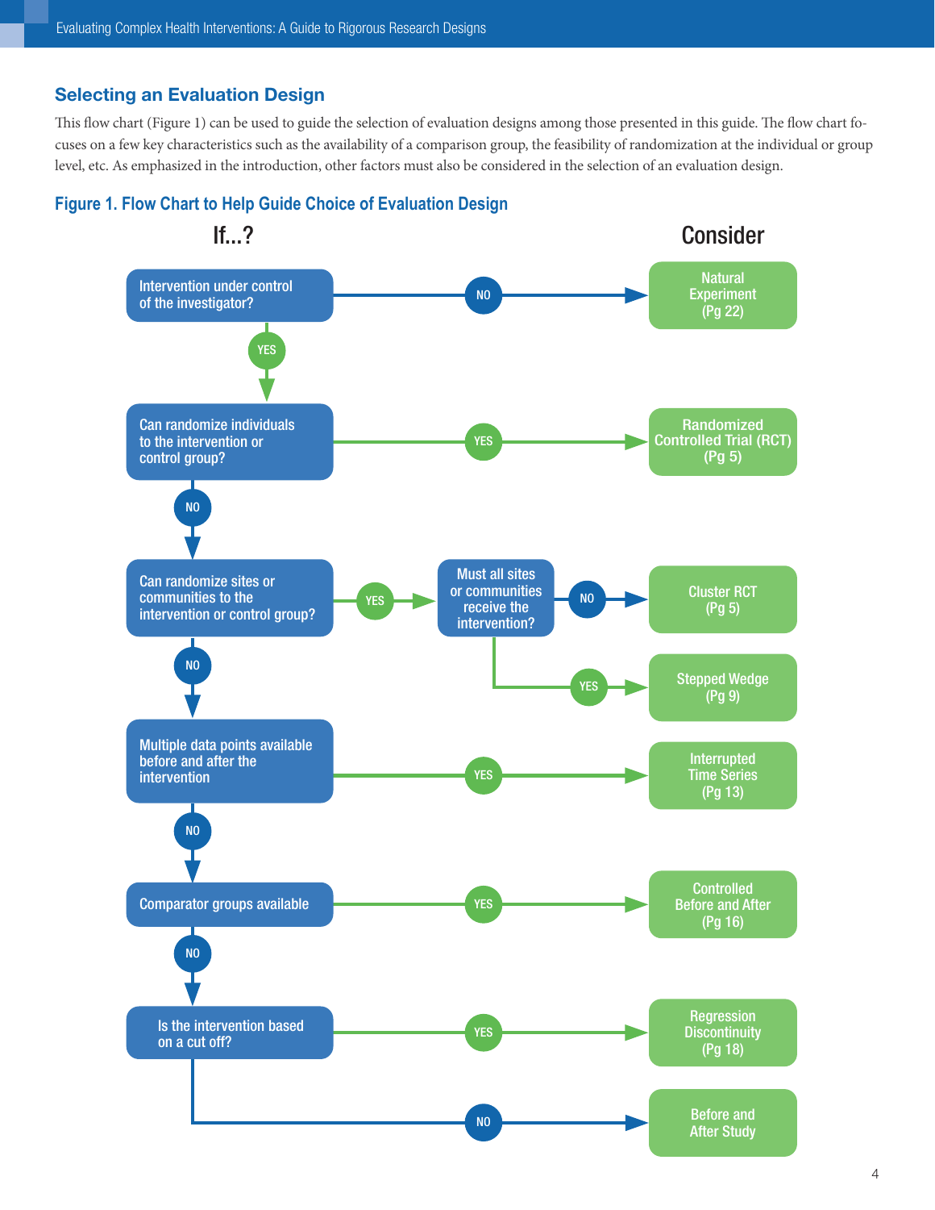## Selecting an Evaluation Design

This flow chart (Figure 1) can be used to guide the selection of evaluation designs among those presented in this guide. The flow chart focuses on a few key characteristics such as the availability of a comparison group, the feasibility of randomization at the individual or group level, etc. As emphasized in the introduction, other factors must also be considered in the selection of an evaluation design.

### Figure 1. Flow Chart to Help Guide Choice of Evaluation Design

| If...? | | Consider |
| --- | --- | --- |
| Intervention under control of the investigator? | NO | Natural Experiment (Pg 22) |
| ↓ YES: Can randomize individuals to the intervention or control group? | YES | Randomized Controlled Trial (RCT) (Pg 5) |
| ↓ NO: Can randomize sites or communities to the intervention or control group? | YES → Must all sites or communities receive the intervention? NO | Cluster RCT (Pg 5) |
| | Must all sites or communities receive the intervention? YES | Stepped Wedge (Pg 9) |
| ↓ NO: Multiple data points available before and after the intervention | YES | Interrupted Time Series (Pg 13) |
| ↓ NO: Comparator groups available | YES | Controlled Before and After (Pg 16) |
| ↓ NO: Is the intervention based on a cut off? | YES | Regression Discontinuity (Pg 18) |
| Is the intervention based on a cut off? | NO | Before and After Study |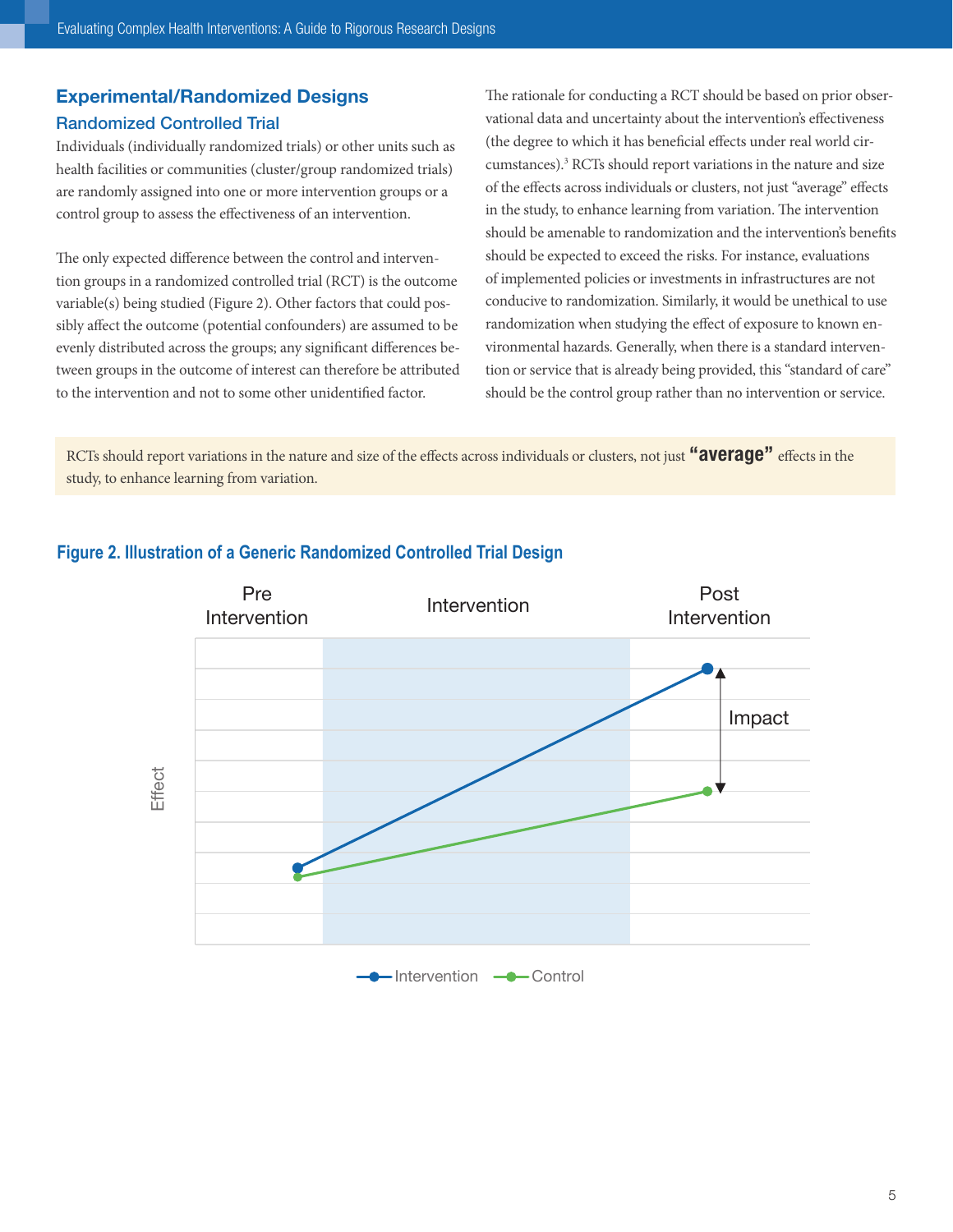## Experimental/Randomized Designs

### Randomized Controlled Trial

Individuals (individually randomized trials) or other units such as health facilities or communities (cluster/group randomized trials) are randomly assigned into one or more intervention groups or a control group to assess the effectiveness of an intervention.

The only expected difference between the control and intervention groups in a randomized controlled trial (RCT) is the outcome variable(s) being studied (Figure 2). Other factors that could possibly affect the outcome (potential confounders) are assumed to be evenly distributed across the groups; any significant differences between groups in the outcome of interest can therefore be attributed to the intervention and not to some other unidentified factor.

The rationale for conducting a RCT should be based on prior observational data and uncertainty about the intervention's effectiveness (the degree to which it has beneficial effects under real world circumstances).[3] RCTs should report variations in the nature and size of the effects across individuals or clusters, not just "average" effects in the study, to enhance learning from variation. The intervention should be amenable to randomization and the intervention's benefits should be expected to exceed the risks. For instance, evaluations of implemented policies or investments in infrastructures are not conducive to randomization. Similarly, it would be unethical to use randomization when studying the effect of exposure to known environmental hazards. Generally, when there is a standard intervention or service that is already being provided, this "standard of care" should be the control group rather than no intervention or service.

> RCTs should report variations in the nature and size of the effects across individuals or clusters, not just **"average"** effects in the study, to enhance learning from variation.

**Figure 2. Illustration of a Generic Randomized Controlled Trial Design**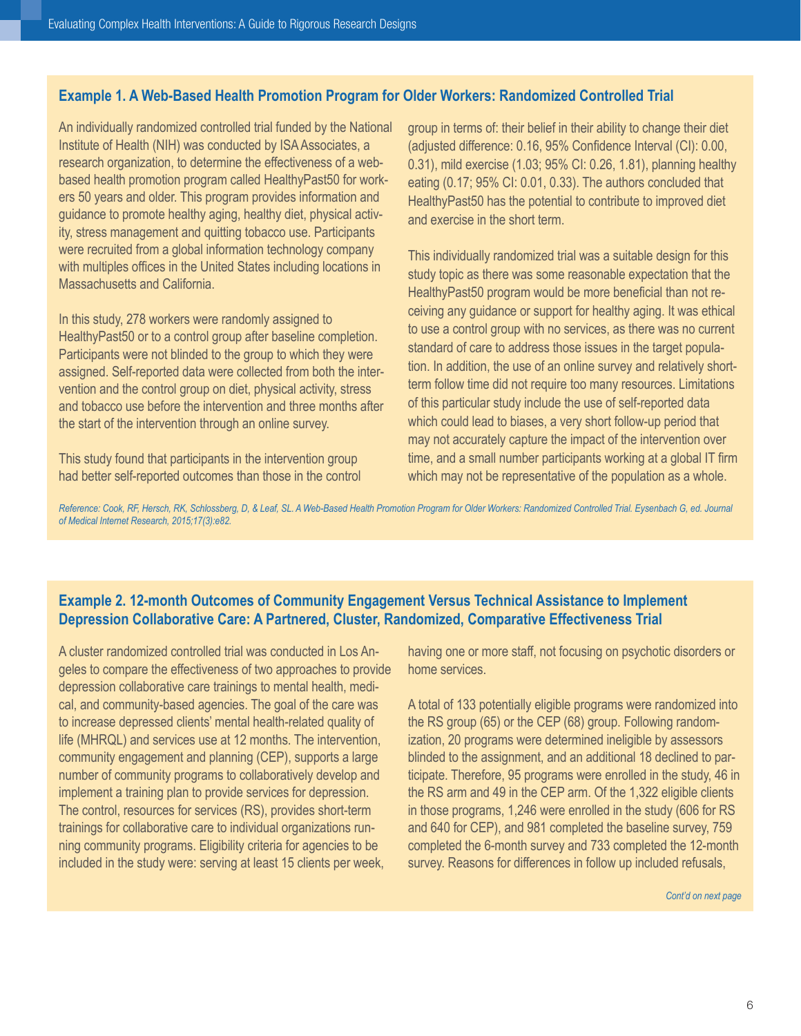### Example 1. A Web-Based Health Promotion Program for Older Workers: Randomized Controlled Trial

An individually randomized controlled trial funded by the National Institute of Health (NIH) was conducted by ISA Associates, a research organization, to determine the effectiveness of a web-based health promotion program called HealthyPast50 for workers 50 years and older. This program provides information and guidance to promote healthy aging, healthy diet, physical activity, stress management and quitting tobacco use. Participants were recruited from a global information technology company with multiples offices in the United States including locations in Massachusetts and California.

In this study, 278 workers were randomly assigned to HealthyPast50 or to a control group after baseline completion. Participants were not blinded to the group to which they were assigned. Self-reported data were collected from both the intervention and the control group on diet, physical activity, stress and tobacco use before the intervention and three months after the start of the intervention through an online survey.

This study found that participants in the intervention group had better self-reported outcomes than those in the control group in terms of: their belief in their ability to change their diet (adjusted difference: 0.16, 95% Confidence Interval (CI): 0.00, 0.31), mild exercise (1.03; 95% CI: 0.26, 1.81), planning healthy eating (0.17; 95% CI: 0.01, 0.33). The authors concluded that HealthyPast50 has the potential to contribute to improved diet and exercise in the short term.

This individually randomized trial was a suitable design for this study topic as there was some reasonable expectation that the HealthyPast50 program would be more beneficial than not receiving any guidance or support for healthy aging. It was ethical to use a control group with no services, as there was no current standard of care to address those issues in the target population. In addition, the use of an online survey and relatively short-term follow time did not require too many resources. Limitations of this particular study include the use of self-reported data which could lead to biases, a very short follow-up period that may not accurately capture the impact of the intervention over time, and a small number participants working at a global IT firm which may not be representative of the population as a whole.

*Reference: Cook, RF, Hersch, RK, Schlossberg, D, & Leaf, SL. A Web-Based Health Promotion Program for Older Workers: Randomized Controlled Trial. Eysenbach G, ed. Journal of Medical Internet Research, 2015;17(3):e82.*

### Example 2. 12-month Outcomes of Community Engagement Versus Technical Assistance to Implement Depression Collaborative Care: A Partnered, Cluster, Randomized, Comparative Effectiveness Trial

A cluster randomized controlled trial was conducted in Los Angeles to compare the effectiveness of two approaches to provide depression collaborative care trainings to mental health, medical, and community-based agencies. The goal of the care was to increase depressed clients' mental health-related quality of life (MHRQL) and services use at 12 months. The intervention, community engagement and planning (CEP), supports a large number of community programs to collaboratively develop and implement a training plan to provide services for depression. The control, resources for services (RS), provides short-term trainings for collaborative care to individual organizations running community programs. Eligibility criteria for agencies to be included in the study were: serving at least 15 clients per week, having one or more staff, not focusing on psychotic disorders or home services.

A total of 133 potentially eligible programs were randomized into the RS group (65) or the CEP (68) group. Following randomization, 20 programs were determined ineligible by assessors blinded to the assignment, and an additional 18 declined to participate. Therefore, 95 programs were enrolled in the study, 46 in the RS arm and 49 in the CEP arm. Of the 1,322 eligible clients in those programs, 1,246 were enrolled in the study (606 for RS and 640 for CEP), and 981 completed the baseline survey, 759 completed the 6-month survey and 733 completed the 12-month survey. Reasons for differences in follow up included refusals,

*Cont'd on next page*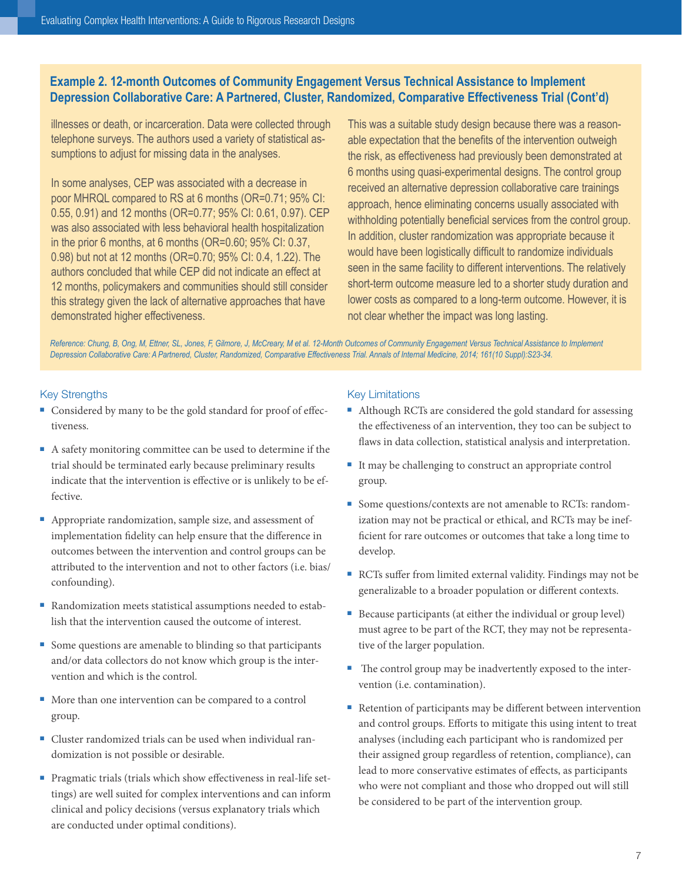### Example 2. 12-month Outcomes of Community Engagement Versus Technical Assistance to Implement Depression Collaborative Care: A Partnered, Cluster, Randomized, Comparative Effectiveness Trial (Cont'd)

illnesses or death, or incarceration. Data were collected through telephone surveys. The authors used a variety of statistical assumptions to adjust for missing data in the analyses.

In some analyses, CEP was associated with a decrease in poor MHRQL compared to RS at 6 months (OR=0.71; 95% CI: 0.55, 0.91) and 12 months (OR=0.77; 95% CI: 0.61, 0.97). CEP was also associated with less behavioral health hospitalization in the prior 6 months, at 6 months (OR=0.60; 95% CI: 0.37, 0.98) but not at 12 months (OR=0.70; 95% CI: 0.4, 1.22). The authors concluded that while CEP did not indicate an effect at 12 months, policymakers and communities should still consider this strategy given the lack of alternative approaches that have demonstrated higher effectiveness.

This was a suitable study design because there was a reasonable expectation that the benefits of the intervention outweigh the risk, as effectiveness had previously been demonstrated at 6 months using quasi-experimental designs. The control group received an alternative depression collaborative care trainings approach, hence eliminating concerns usually associated with withholding potentially beneficial services from the control group. In addition, cluster randomization was appropriate because it would have been logistically difficult to randomize individuals seen in the same facility to different interventions. The relatively short-term outcome measure led to a shorter study duration and lower costs as compared to a long-term outcome. However, it is not clear whether the impact was long lasting.

*Reference: Chung, B, Ong, M, Ettner, SL, Jones, F, Gilmore, J, McCreary, M et al. 12-Month Outcomes of Community Engagement Versus Technical Assistance to Implement Depression Collaborative Care: A Partnered, Cluster, Randomized, Comparative Effectiveness Trial. Annals of Internal Medicine, 2014; 161(10 Suppl):S23-34.*

#### Key Strengths

- Considered by many to be the gold standard for proof of effectiveness.
- A safety monitoring committee can be used to determine if the trial should be terminated early because preliminary results indicate that the intervention is effective or is unlikely to be effective.
- Appropriate randomization, sample size, and assessment of implementation fidelity can help ensure that the difference in outcomes between the intervention and control groups can be attributed to the intervention and not to other factors (i.e. bias/confounding).
- Randomization meets statistical assumptions needed to establish that the intervention caused the outcome of interest.
- Some questions are amenable to blinding so that participants and/or data collectors do not know which group is the intervention and which is the control.
- More than one intervention can be compared to a control group.
- Cluster randomized trials can be used when individual randomization is not possible or desirable.
- Pragmatic trials (trials which show effectiveness in real-life settings) are well suited for complex interventions and can inform clinical and policy decisions (versus explanatory trials which are conducted under optimal conditions).

#### Key Limitations

- Although RCTs are considered the gold standard for assessing the effectiveness of an intervention, they too can be subject to flaws in data collection, statistical analysis and interpretation.
- It may be challenging to construct an appropriate control group.
- Some questions/contexts are not amenable to RCTs: randomization may not be practical or ethical, and RCTs may be inefficient for rare outcomes or outcomes that take a long time to develop.
- RCTs suffer from limited external validity. Findings may not be generalizable to a broader population or different contexts.
- Because participants (at either the individual or group level) must agree to be part of the RCT, they may not be representative of the larger population.
- The control group may be inadvertently exposed to the intervention (i.e. contamination).
- Retention of participants may be different between intervention and control groups. Efforts to mitigate this using intent to treat analyses (including each participant who is randomized per their assigned group regardless of retention, compliance), can lead to more conservative estimates of effects, as participants who were not compliant and those who dropped out will still be considered to be part of the intervention group.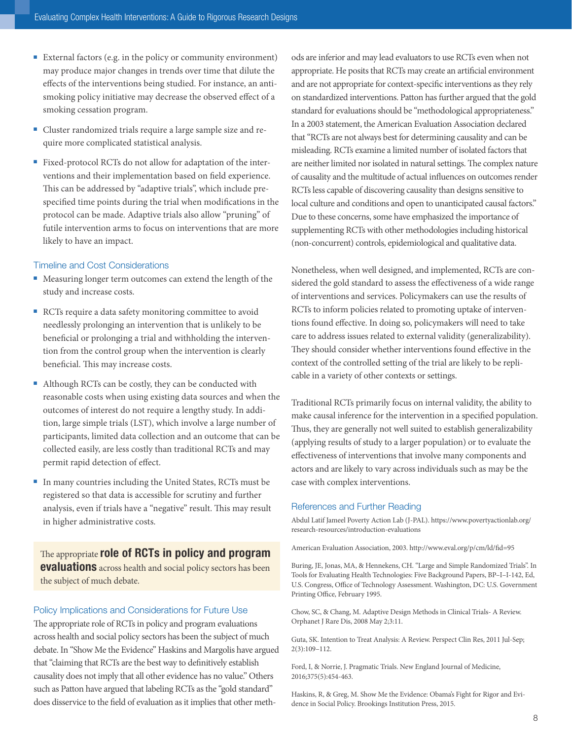- External factors (e.g. in the policy or community environment) may produce major changes in trends over time that dilute the effects of the interventions being studied. For instance, an anti-smoking policy initiative may decrease the observed effect of a smoking cessation program.
- Cluster randomized trials require a large sample size and require more complicated statistical analysis.
- Fixed-protocol RCTs do not allow for adaptation of the interventions and their implementation based on field experience. This can be addressed by "adaptive trials", which include pre-specified time points during the trial when modifications in the protocol can be made. Adaptive trials also allow "pruning" of futile intervention arms to focus on interventions that are more likely to have an impact.

### Timeline and Cost Considerations

- Measuring longer term outcomes can extend the length of the study and increase costs.
- RCTs require a data safety monitoring committee to avoid needlessly prolonging an intervention that is unlikely to be beneficial or prolonging a trial and withholding the intervention from the control group when the intervention is clearly beneficial. This may increase costs.
- Although RCTs can be costly, they can be conducted with reasonable costs when using existing data sources and when the outcomes of interest do not require a lengthy study. In addition, large simple trials (LST), which involve a large number of participants, limited data collection and an outcome that can be collected easily, are less costly than traditional RCTs and may permit rapid detection of effect.
- In many countries including the United States, RCTs must be registered so that data is accessible for scrutiny and further analysis, even if trials have a "negative" result. This may result in higher administrative costs.

> The appropriate **role of RCTs in policy and program evaluations** across health and social policy sectors has been the subject of much debate.

### Policy Implications and Considerations for Future Use

The appropriate role of RCTs in policy and program evaluations across health and social policy sectors has been the subject of much debate. In "Show Me the Evidence" Haskins and Margolis have argued that "claiming that RCTs are the best way to definitively establish causality does not imply that all other evidence has no value." Others such as Patton have argued that labeling RCTs as the "gold standard" does disservice to the field of evaluation as it implies that other methods are inferior and may lead evaluators to use RCTs even when not appropriate. He posits that RCTs may create an artificial environment and are not appropriate for context-specific interventions as they rely on standardized interventions. Patton has further argued that the gold standard for evaluations should be "methodological appropriateness." In a 2003 statement, the American Evaluation Association declared that "RCTs are not always best for determining causality and can be misleading. RCTs examine a limited number of isolated factors that are neither limited nor isolated in natural settings. The complex nature of causality and the multitude of actual influences on outcomes render RCTs less capable of discovering causality than designs sensitive to local culture and conditions and open to unanticipated causal factors." Due to these concerns, some have emphasized the importance of supplementing RCTs with other methodologies including historical (non-concurrent) controls, epidemiological and qualitative data.

Nonetheless, when well designed, and implemented, RCTs are considered the gold standard to assess the effectiveness of a wide range of interventions and services. Policymakers can use the results of RCTs to inform policies related to promoting uptake of interventions found effective. In doing so, policymakers will need to take care to address issues related to external validity (generalizability). They should consider whether interventions found effective in the context of the controlled setting of the trial are likely to be replicable in a variety of other contexts or settings.

Traditional RCTs primarily focus on internal validity, the ability to make causal inference for the intervention in a specified population. Thus, they are generally not well suited to establish generalizability (applying results of study to a larger population) or to evaluate the effectiveness of interventions that involve many components and actors and are likely to vary across individuals such as may be the case with complex interventions.

### References and Further Reading

Abdul Latif Jameel Poverty Action Lab (J-PAL). https://www.povertyactionlab.org/research-resources/introduction-evaluations

American Evaluation Association, 2003. http://www.eval.org/p/cm/ld/fid=95

Buring, JE, Jonas, MA, & Hennekens, CH. "Large and Simple Randomized Trials". In Tools for Evaluating Health Technologies: Five Background Papers, BP–I–I-142, Ed, U.S. Congress, Office of Technology Assessment. Washington, DC: U.S. Government Printing Office, February 1995.

Chow, SC, & Chang, M. Adaptive Design Methods in Clinical Trials- A Review. Orphanet J Rare Dis, 2008 May 2;3:11.

Guta, SK. Intention to Treat Analysis: A Review. Perspect Clin Res, 2011 Jul-Sep; 2(3):109–112.

Ford, I, & Norrie, J. Pragmatic Trials. New England Journal of Medicine, 2016;375(5):454-463.

Haskins, R, & Greg, M. Show Me the Evidence: Obama's Fight for Rigor and Evidence in Social Policy. Brookings Institution Press, 2015.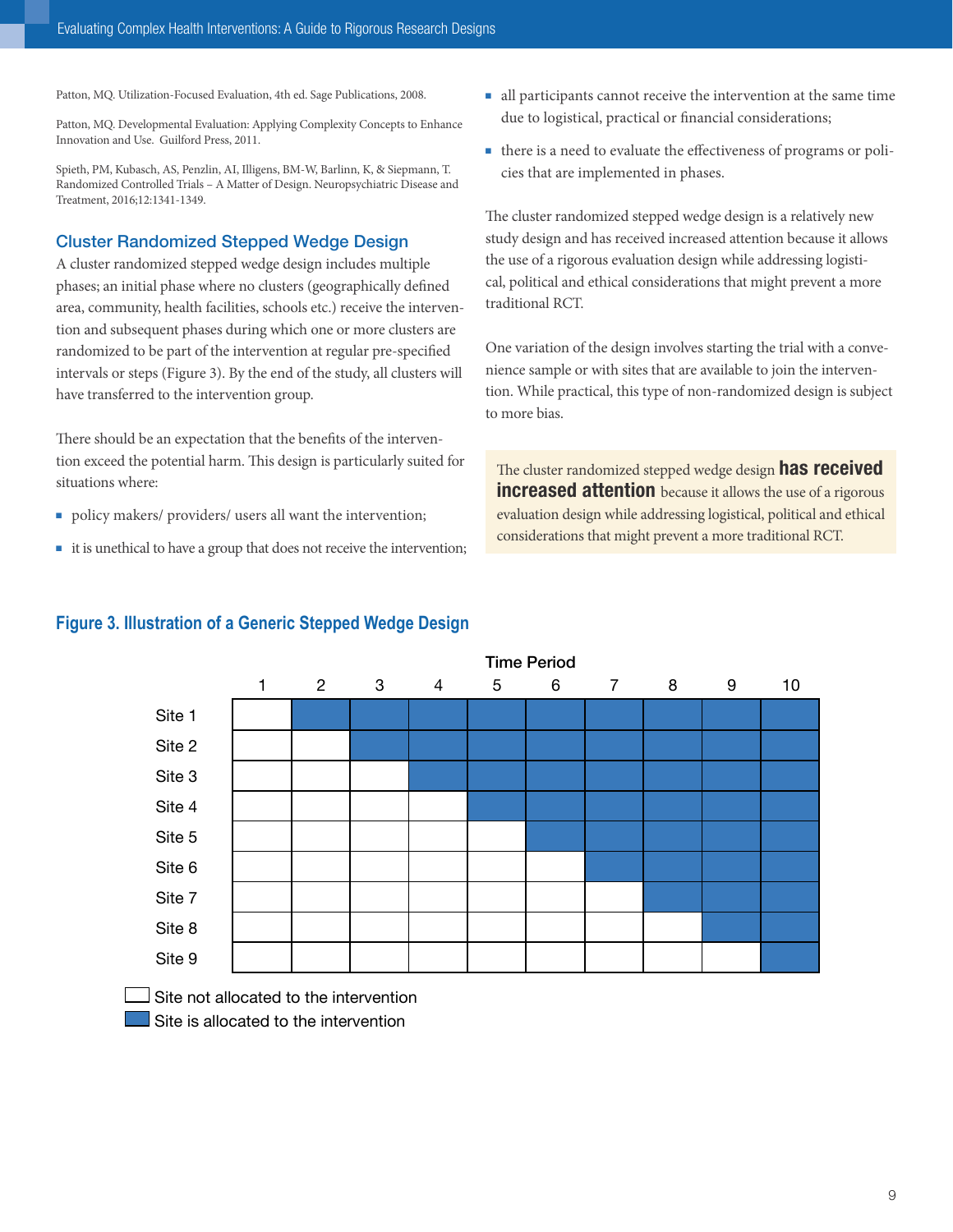Patton, MQ. Utilization-Focused Evaluation, 4th ed. Sage Publications, 2008.

Patton, MQ. Developmental Evaluation: Applying Complexity Concepts to Enhance Innovation and Use. Guilford Press, 2011.

Spieth, PM, Kubasch, AS, Penzlin, AI, Illigens, BM-W, Barlinn, K, & Siepmann, T. Randomized Controlled Trials – A Matter of Design. Neuropsychiatric Disease and Treatment, 2016;12:1341-1349.

## Cluster Randomized Stepped Wedge Design

A cluster randomized stepped wedge design includes multiple phases; an initial phase where no clusters (geographically defined area, community, health facilities, schools etc.) receive the intervention and subsequent phases during which one or more clusters are randomized to be part of the intervention at regular pre-specified intervals or steps (Figure 3). By the end of the study, all clusters will have transferred to the intervention group.

There should be an expectation that the benefits of the intervention exceed the potential harm. This design is particularly suited for situations where:

- policy makers/ providers/ users all want the intervention;
- it is unethical to have a group that does not receive the intervention;
- all participants cannot receive the intervention at the same time due to logistical, practical or financial considerations;
- there is a need to evaluate the effectiveness of programs or policies that are implemented in phases.

The cluster randomized stepped wedge design is a relatively new study design and has received increased attention because it allows the use of a rigorous evaluation design while addressing logistical, political and ethical considerations that might prevent a more traditional RCT.

One variation of the design involves starting the trial with a convenience sample or with sites that are available to join the intervention. While practical, this type of non-randomized design is subject to more bias.

> The cluster randomized stepped wedge design **has received increased attention** because it allows the use of a rigorous evaluation design while addressing logistical, political and ethical considerations that might prevent a more traditional RCT.

### Figure 3. Illustration of a Generic Stepped Wedge Design

| | Time Period 1 | 2 | 3 | 4 | 5 | 6 | 7 | 8 | 9 | 10 |
|---|---|---|---|---|---|---|---|---|---|---|
| Site 1 | ☐ | ■ | ■ | ■ | ■ | ■ | ■ | ■ | ■ | ■ |
| Site 2 | ☐ | ☐ | ■ | ■ | ■ | ■ | ■ | ■ | ■ | ■ |
| Site 3 | ☐ | ☐ | ☐ | ■ | ■ | ■ | ■ | ■ | ■ | ■ |
| Site 4 | ☐ | ☐ | ☐ | ☐ | ■ | ■ | ■ | ■ | ■ | ■ |
| Site 5 | ☐ | ☐ | ☐ | ☐ | ☐ | ■ | ■ | ■ | ■ | ■ |
| Site 6 | ☐ | ☐ | ☐ | ☐ | ☐ | ☐ | ■ | ■ | ■ | ■ |
| Site 7 | ☐ | ☐ | ☐ | ☐ | ☐ | ☐ | ☐ | ■ | ■ | ■ |
| Site 8 | ☐ | ☐ | ☐ | ☐ | ☐ | ☐ | ☐ | ☐ | ■ | ■ |
| Site 9 | ☐ | ☐ | ☐ | ☐ | ☐ | ☐ | ☐ | ☐ | ☐ | ■ |

☐ Site not allocated to the intervention
■ Site is allocated to the intervention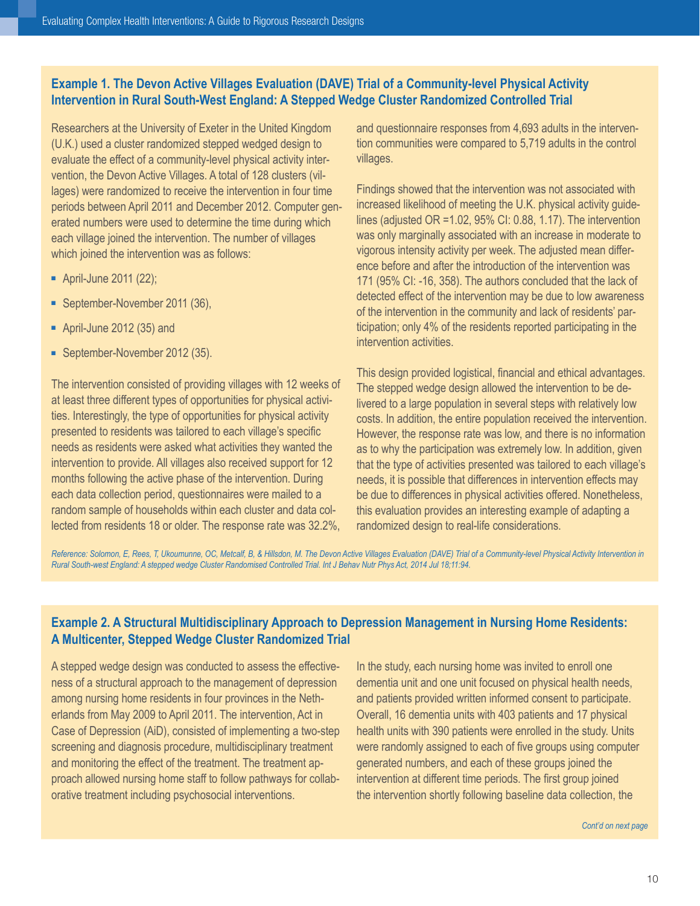### Example 1. The Devon Active Villages Evaluation (DAVE) Trial of a Community-level Physical Activity Intervention in Rural South-West England: A Stepped Wedge Cluster Randomized Controlled Trial

Researchers at the University of Exeter in the United Kingdom (U.K.) used a cluster randomized stepped wedged design to evaluate the effect of a community-level physical activity intervention, the Devon Active Villages. A total of 128 clusters (villages) were randomized to receive the intervention in four time periods between April 2011 and December 2012. Computer generated numbers were used to determine the time during which each village joined the intervention. The number of villages which joined the intervention was as follows:

- April-June 2011 (22);
- September-November 2011 (36),
- April-June 2012 (35) and
- September-November 2012 (35).

The intervention consisted of providing villages with 12 weeks of at least three different types of opportunities for physical activities. Interestingly, the type of opportunities for physical activity presented to residents was tailored to each village's specific needs as residents were asked what activities they wanted the intervention to provide. All villages also received support for 12 months following the active phase of the intervention. During each data collection period, questionnaires were mailed to a random sample of households within each cluster and data collected from residents 18 or older. The response rate was 32.2%, and questionnaire responses from 4,693 adults in the intervention communities were compared to 5,719 adults in the control villages.

Findings showed that the intervention was not associated with increased likelihood of meeting the U.K. physical activity guidelines (adjusted OR =1.02, 95% CI: 0.88, 1.17). The intervention was only marginally associated with an increase in moderate to vigorous intensity activity per week. The adjusted mean difference before and after the introduction of the intervention was 171 (95% CI: -16, 358). The authors concluded that the lack of detected effect of the intervention may be due to low awareness of the intervention in the community and lack of residents' participation; only 4% of the residents reported participating in the intervention activities.

This design provided logistical, financial and ethical advantages. The stepped wedge design allowed the intervention to be delivered to a large population in several steps with relatively low costs. In addition, the entire population received the intervention. However, the response rate was low, and there is no information as to why the participation was extremely low. In addition, given that the type of activities presented was tailored to each village's needs, it is possible that differences in intervention effects may be due to differences in physical activities offered. Nonetheless, this evaluation provides an interesting example of adapting a randomized design to real-life considerations.

*Reference: Solomon, E, Rees, T, Ukoumunne, OC, Metcalf, B, & Hillsdon, M. The Devon Active Villages Evaluation (DAVE) Trial of a Community-level Physical Activity Intervention in Rural South-west England: A stepped wedge Cluster Randomised Controlled Trial. Int J Behav Nutr Phys Act, 2014 Jul 18;11:94.*

### Example 2. A Structural Multidisciplinary Approach to Depression Management in Nursing Home Residents: A Multicenter, Stepped Wedge Cluster Randomized Trial

A stepped wedge design was conducted to assess the effectiveness of a structural approach to the management of depression among nursing home residents in four provinces in the Netherlands from May 2009 to April 2011. The intervention, Act in Case of Depression (AiD), consisted of implementing a two-step screening and diagnosis procedure, multidisciplinary treatment and monitoring the effect of the treatment. The treatment approach allowed nursing home staff to follow pathways for collaborative treatment including psychosocial interventions.

In the study, each nursing home was invited to enroll one dementia unit and one unit focused on physical health needs, and patients provided written informed consent to participate. Overall, 16 dementia units with 403 patients and 17 physical health units with 390 patients were enrolled in the study. Units were randomly assigned to each of five groups using computer generated numbers, and each of these groups joined the intervention at different time periods. The first group joined the intervention shortly following baseline data collection, the

*Cont'd on next page*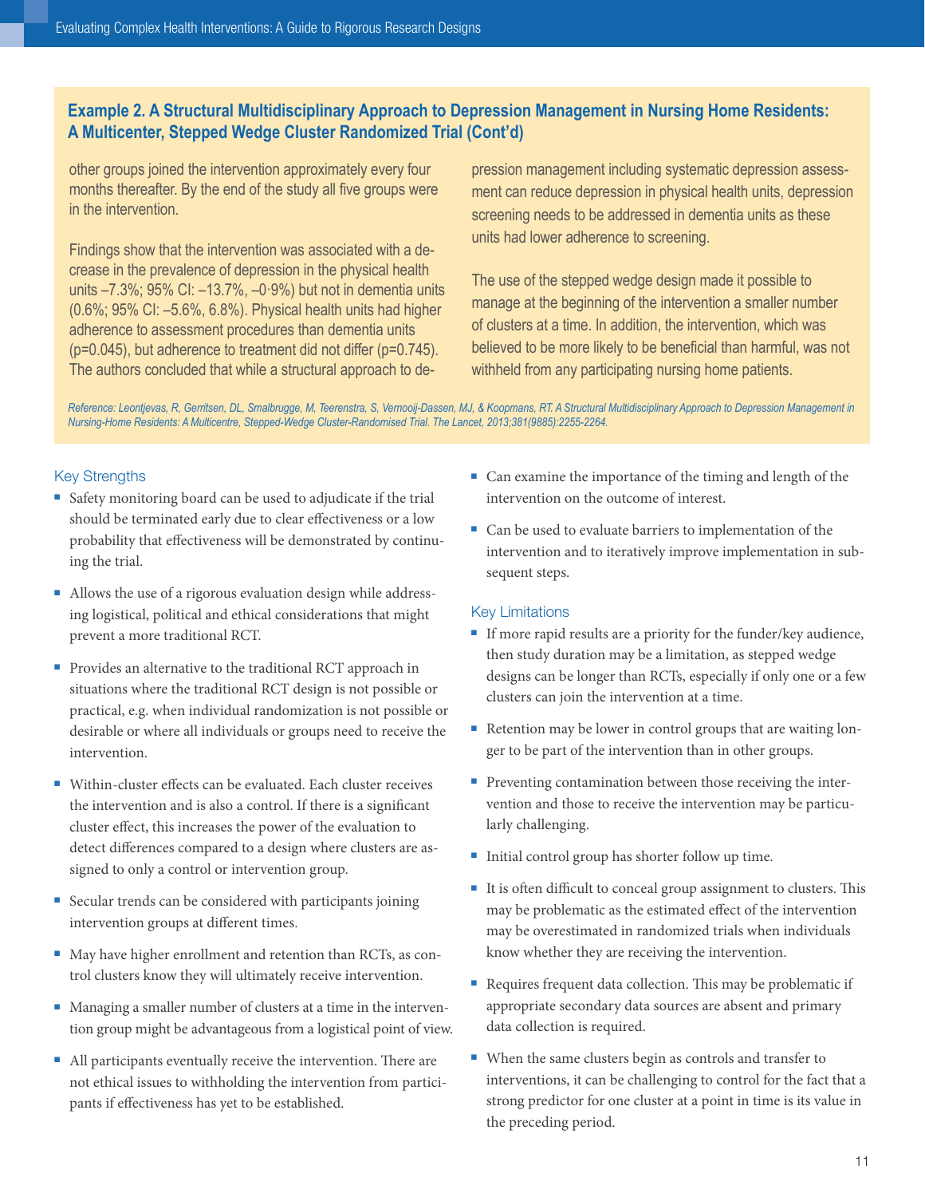## Example 2. A Structural Multidisciplinary Approach to Depression Management in Nursing Home Residents: A Multicenter, Stepped Wedge Cluster Randomized Trial (Cont'd)

other groups joined the intervention approximately every four months thereafter. By the end of the study all five groups were in the intervention.

Findings show that the intervention was associated with a decrease in the prevalence of depression in the physical health units –7.3%; 95% CI: –13.7%, –0·9%) but not in dementia units (0.6%; 95% CI: –5.6%, 6.8%). Physical health units had higher adherence to assessment procedures than dementia units (p=0.045), but adherence to treatment did not differ (p=0.745). The authors concluded that while a structural approach to depression management including systematic depression assessment can reduce depression in physical health units, depression screening needs to be addressed in dementia units as these units had lower adherence to screening.

The use of the stepped wedge design made it possible to manage at the beginning of the intervention a smaller number of clusters at a time. In addition, the intervention, which was believed to be more likely to be beneficial than harmful, was not withheld from any participating nursing home patients.

*Reference: Leontjevas, R, Gerritsen, DL, Smalbrugge, M, Teerenstra, S, Vernooij-Dassen, MJ, & Koopmans, RT. A Structural Multidisciplinary Approach to Depression Management in Nursing-Home Residents: A Multicentre, Stepped-Wedge Cluster-Randomised Trial. The Lancet, 2013;381(9885):2255-2264.*

### Key Strengths

- Safety monitoring board can be used to adjudicate if the trial should be terminated early due to clear effectiveness or a low probability that effectiveness will be demonstrated by continuing the trial.
- Allows the use of a rigorous evaluation design while addressing logistical, political and ethical considerations that might prevent a more traditional RCT.
- Provides an alternative to the traditional RCT approach in situations where the traditional RCT design is not possible or practical, e.g. when individual randomization is not possible or desirable or where all individuals or groups need to receive the intervention.
- Within-cluster effects can be evaluated. Each cluster receives the intervention and is also a control. If there is a significant cluster effect, this increases the power of the evaluation to detect differences compared to a design where clusters are assigned to only a control or intervention group.
- Secular trends can be considered with participants joining intervention groups at different times.
- May have higher enrollment and retention than RCTs, as control clusters know they will ultimately receive intervention.
- Managing a smaller number of clusters at a time in the intervention group might be advantageous from a logistical point of view.
- All participants eventually receive the intervention. There are not ethical issues to withholding the intervention from participants if effectiveness has yet to be established.
- Can examine the importance of the timing and length of the intervention on the outcome of interest.
- Can be used to evaluate barriers to implementation of the intervention and to iteratively improve implementation in subsequent steps.

### Key Limitations

- If more rapid results are a priority for the funder/key audience, then study duration may be a limitation, as stepped wedge designs can be longer than RCTs, especially if only one or a few clusters can join the intervention at a time.
- Retention may be lower in control groups that are waiting longer to be part of the intervention than in other groups.
- Preventing contamination between those receiving the intervention and those to receive the intervention may be particularly challenging.
- Initial control group has shorter follow up time.
- It is often difficult to conceal group assignment to clusters. This may be problematic as the estimated effect of the intervention may be overestimated in randomized trials when individuals know whether they are receiving the intervention.
- Requires frequent data collection. This may be problematic if appropriate secondary data sources are absent and primary data collection is required.
- When the same clusters begin as controls and transfer to interventions, it can be challenging to control for the fact that a strong predictor for one cluster at a point in time is its value in the preceding period.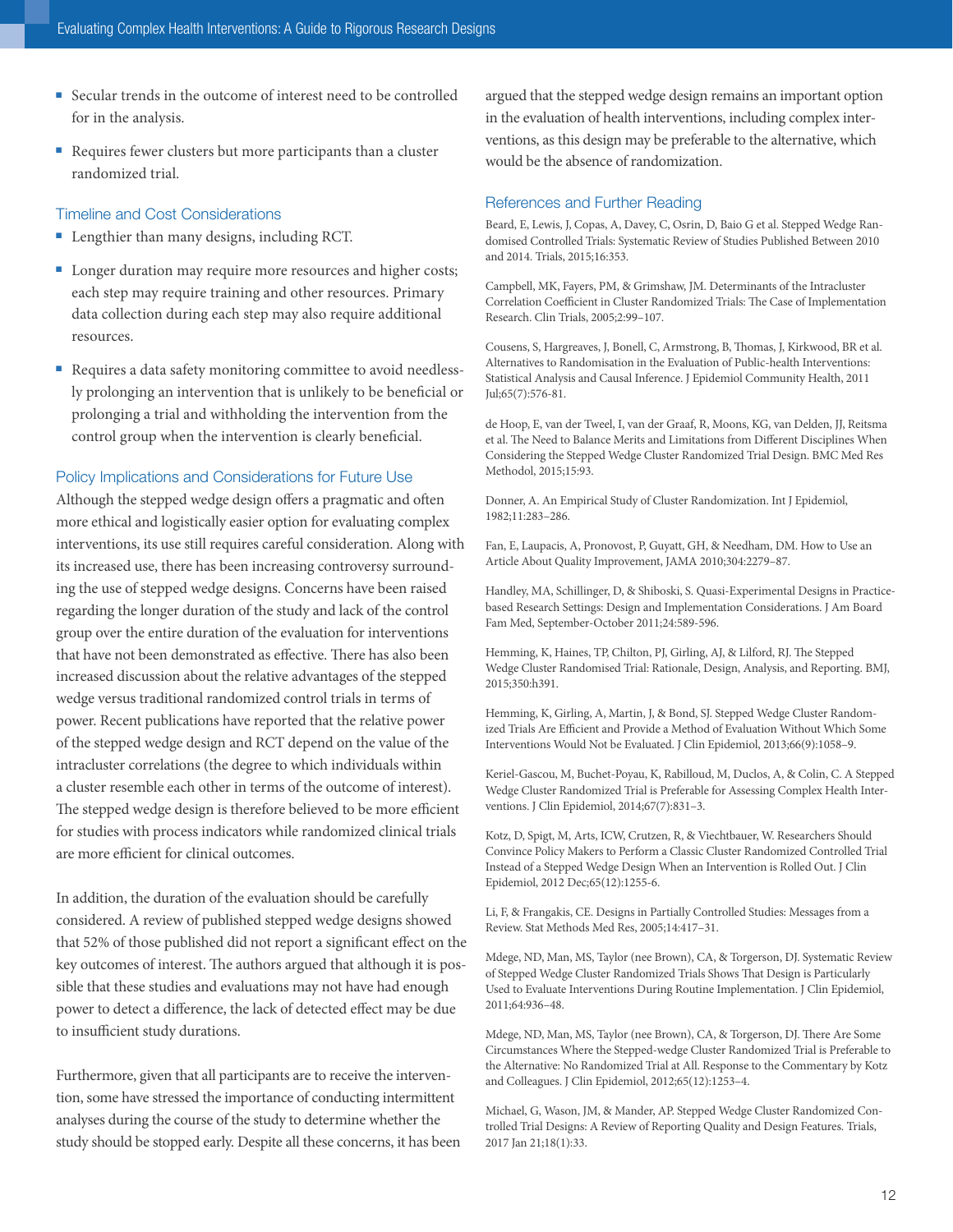- Secular trends in the outcome of interest need to be controlled for in the analysis.
- Requires fewer clusters but more participants than a cluster randomized trial.

### Timeline and Cost Considerations

- Lengthier than many designs, including RCT.
- Longer duration may require more resources and higher costs; each step may require training and other resources. Primary data collection during each step may also require additional resources.
- Requires a data safety monitoring committee to avoid needlessly prolonging an intervention that is unlikely to be beneficial or prolonging a trial and withholding the intervention from the control group when the intervention is clearly beneficial.

### Policy Implications and Considerations for Future Use

Although the stepped wedge design offers a pragmatic and often more ethical and logistically easier option for evaluating complex interventions, its use still requires careful consideration. Along with its increased use, there has been increasing controversy surrounding the use of stepped wedge designs. Concerns have been raised regarding the longer duration of the study and lack of the control group over the entire duration of the evaluation for interventions that have not been demonstrated as effective. There has also been increased discussion about the relative advantages of the stepped wedge versus traditional randomized control trials in terms of power. Recent publications have reported that the relative power of the stepped wedge design and RCT depend on the value of the intracluster correlations (the degree to which individuals within a cluster resemble each other in terms of the outcome of interest). The stepped wedge design is therefore believed to be more efficient for studies with process indicators while randomized clinical trials are more efficient for clinical outcomes.

In addition, the duration of the evaluation should be carefully considered. A review of published stepped wedge designs showed that 52% of those published did not report a significant effect on the key outcomes of interest. The authors argued that although it is possible that these studies and evaluations may not have had enough power to detect a difference, the lack of detected effect may be due to insufficient study durations.

Furthermore, given that all participants are to receive the intervention, some have stressed the importance of conducting intermittent analyses during the course of the study to determine whether the study should be stopped early. Despite all these concerns, it has been argued that the stepped wedge design remains an important option in the evaluation of health interventions, including complex interventions, as this design may be preferable to the alternative, which would be the absence of randomization.

### References and Further Reading

Beard, E, Lewis, J, Copas, A, Davey, C, Osrin, D, Baio G et al. Stepped Wedge Randomised Controlled Trials: Systematic Review of Studies Published Between 2010 and 2014. Trials, 2015;16:353.

Campbell, MK, Fayers, PM, & Grimshaw, JM. Determinants of the Intracluster Correlation Coefficient in Cluster Randomized Trials: The Case of Implementation Research. Clin Trials, 2005;2:99–107.

Cousens, S, Hargreaves, J, Bonell, C, Armstrong, B, Thomas, J, Kirkwood, BR et al. Alternatives to Randomisation in the Evaluation of Public-health Interventions: Statistical Analysis and Causal Inference. J Epidemiol Community Health, 2011 Jul;65(7):576-81.

de Hoop, E, van der Tweel, I, van der Graaf, R, Moons, KG, van Delden, JJ, Reitsma et al. The Need to Balance Merits and Limitations from Different Disciplines When Considering the Stepped Wedge Cluster Randomized Trial Design. BMC Med Res Methodol, 2015;15:93.

Donner, A. An Empirical Study of Cluster Randomization. Int J Epidemiol, 1982;11:283–286.

Fan, E, Laupacis, A, Pronovost, P, Guyatt, GH, & Needham, DM. How to Use an Article About Quality Improvement, JAMA 2010;304:2279–87.

Handley, MA, Schillinger, D, & Shiboski, S. Quasi-Experimental Designs in Practice-based Research Settings: Design and Implementation Considerations. J Am Board Fam Med, September-October 2011;24:589-596.

Hemming, K, Haines, TP, Chilton, PJ, Girling, AJ, & Lilford, RJ. The Stepped Wedge Cluster Randomised Trial: Rationale, Design, Analysis, and Reporting. BMJ, 2015;350:h391.

Hemming, K, Girling, A, Martin, J, & Bond, SJ. Stepped Wedge Cluster Randomized Trials Are Efficient and Provide a Method of Evaluation Without Which Some Interventions Would Not be Evaluated. J Clin Epidemiol, 2013;66(9):1058–9.

Keriel-Gascou, M, Buchet-Poyau, K, Rabilloud, M, Duclos, A, & Colin, C. A Stepped Wedge Cluster Randomized Trial is Preferable for Assessing Complex Health Interventions. J Clin Epidemiol, 2014;67(7):831–3.

Kotz, D, Spigt, M, Arts, ICW, Crutzen, R, & Viechtbauer, W. Researchers Should Convince Policy Makers to Perform a Classic Cluster Randomized Controlled Trial Instead of a Stepped Wedge Design When an Intervention is Rolled Out. J Clin Epidemiol, 2012 Dec;65(12):1255-6.

Li, F, & Frangakis, CE. Designs in Partially Controlled Studies: Messages from a Review. Stat Methods Med Res, 2005;14:417–31.

Mdege, ND, Man, MS, Taylor (nee Brown), CA, & Torgerson, DJ. Systematic Review of Stepped Wedge Cluster Randomized Trials Shows That Design is Particularly Used to Evaluate Interventions During Routine Implementation. J Clin Epidemiol, 2011;64:936–48.

Mdege, ND, Man, MS, Taylor (nee Brown), CA, & Torgerson, DJ. There Are Some Circumstances Where the Stepped-wedge Cluster Randomized Trial is Preferable to the Alternative: No Randomized Trial at All. Response to the Commentary by Kotz and Colleagues. J Clin Epidemiol, 2012;65(12):1253–4.

Michael, G, Wason, JM, & Mander, AP. Stepped Wedge Cluster Randomized Controlled Trial Designs: A Review of Reporting Quality and Design Features. Trials, 2017 Jan 21;18(1):33.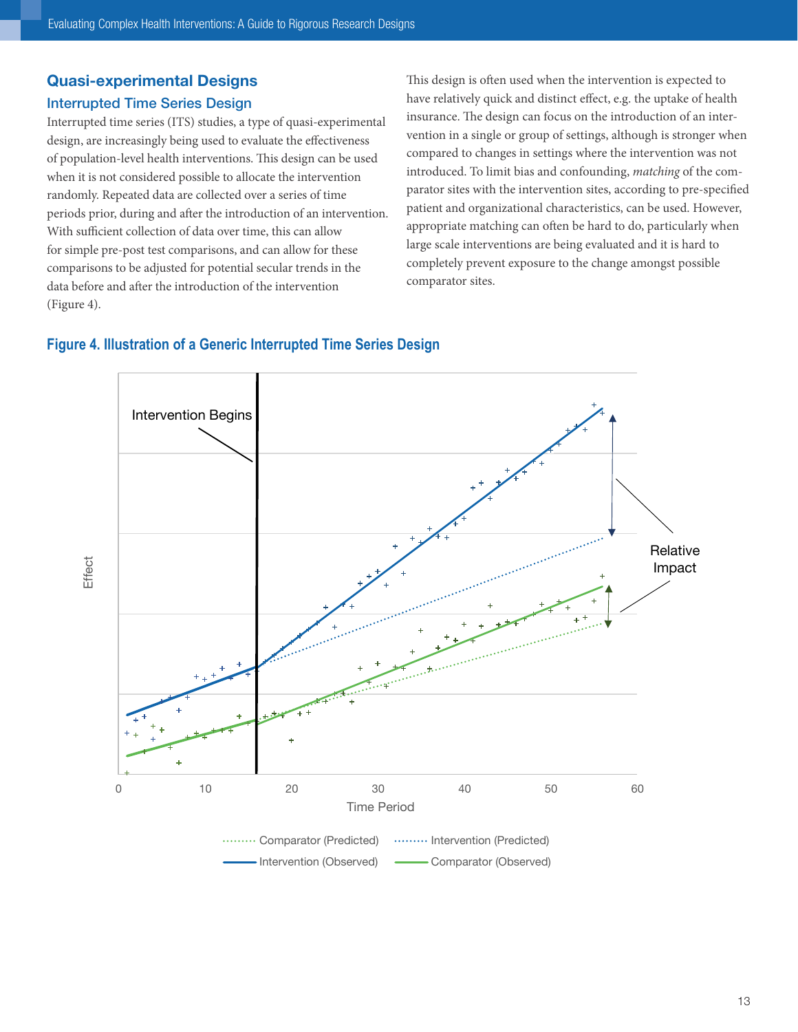## Quasi-experimental Designs

### Interrupted Time Series Design

Interrupted time series (ITS) studies, a type of quasi-experimental design, are increasingly being used to evaluate the effectiveness of population-level health interventions. This design can be used when it is not considered possible to allocate the intervention randomly. Repeated data are collected over a series of time periods prior, during and after the introduction of an intervention. With sufficient collection of data over time, this can allow for simple pre-post test comparisons, and can allow for these comparisons to be adjusted for potential secular trends in the data before and after the introduction of the intervention (Figure 4).

This design is often used when the intervention is expected to have relatively quick and distinct effect, e.g. the uptake of health insurance. The design can focus on the introduction of an intervention in a single or group of settings, although is stronger when compared to changes in settings where the intervention was not introduced. To limit bias and confounding, *matching* of the comparator sites with the intervention sites, according to pre-specified patient and organizational characteristics, can be used. However, appropriate matching can often be hard to do, particularly when large scale interventions are being evaluated and it is hard to completely prevent exposure to the change amongst possible comparator sites.

### Figure 4. Illustration of a Generic Interrupted Time Series Design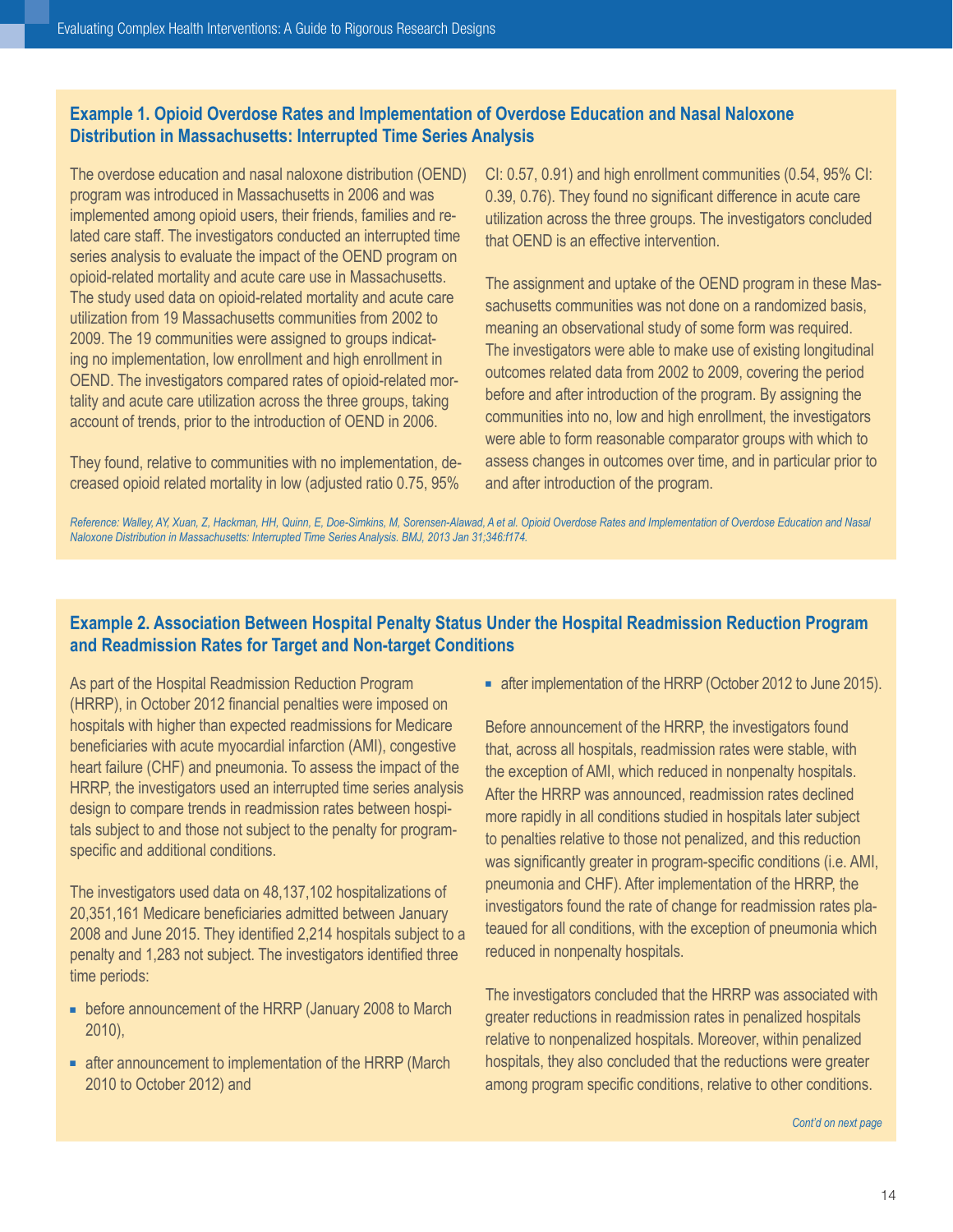### Example 1. Opioid Overdose Rates and Implementation of Overdose Education and Nasal Naloxone Distribution in Massachusetts: Interrupted Time Series Analysis

The overdose education and nasal naloxone distribution (OEND) program was introduced in Massachusetts in 2006 and was implemented among opioid users, their friends, families and related care staff. The investigators conducted an interrupted time series analysis to evaluate the impact of the OEND program on opioid-related mortality and acute care use in Massachusetts. The study used data on opioid-related mortality and acute care utilization from 19 Massachusetts communities from 2002 to 2009. The 19 communities were assigned to groups indicating no implementation, low enrollment and high enrollment in OEND. The investigators compared rates of opioid-related mortality and acute care utilization across the three groups, taking account of trends, prior to the introduction of OEND in 2006.

They found, relative to communities with no implementation, decreased opioid related mortality in low (adjusted ratio 0.75, 95% CI: 0.57, 0.91) and high enrollment communities (0.54, 95% CI: 0.39, 0.76). They found no significant difference in acute care utilization across the three groups. The investigators concluded that OEND is an effective intervention.

The assignment and uptake of the OEND program in these Massachusetts communities was not done on a randomized basis, meaning an observational study of some form was required. The investigators were able to make use of existing longitudinal outcomes related data from 2002 to 2009, covering the period before and after introduction of the program. By assigning the communities into no, low and high enrollment, the investigators were able to form reasonable comparator groups with which to assess changes in outcomes over time, and in particular prior to and after introduction of the program.

*Reference: Walley, AY, Xuan, Z, Hackman, HH, Quinn, E, Doe-Simkins, M, Sorensen-Alawad, A et al. Opioid Overdose Rates and Implementation of Overdose Education and Nasal Naloxone Distribution in Massachusetts: Interrupted Time Series Analysis. BMJ, 2013 Jan 31;346:f174.*

### Example 2. Association Between Hospital Penalty Status Under the Hospital Readmission Reduction Program and Readmission Rates for Target and Non-target Conditions

As part of the Hospital Readmission Reduction Program (HRRP), in October 2012 financial penalties were imposed on hospitals with higher than expected readmissions for Medicare beneficiaries with acute myocardial infarction (AMI), congestive heart failure (CHF) and pneumonia. To assess the impact of the HRRP, the investigators used an interrupted time series analysis design to compare trends in readmission rates between hospitals subject to and those not subject to the penalty for program-specific and additional conditions.

The investigators used data on 48,137,102 hospitalizations of 20,351,161 Medicare beneficiaries admitted between January 2008 and June 2015. They identified 2,214 hospitals subject to a penalty and 1,283 not subject. The investigators identified three time periods:

- before announcement of the HRRP (January 2008 to March 2010),
- after announcement to implementation of the HRRP (March 2010 to October 2012) and
- after implementation of the HRRP (October 2012 to June 2015).

Before announcement of the HRRP, the investigators found that, across all hospitals, readmission rates were stable, with the exception of AMI, which reduced in nonpenalty hospitals. After the HRRP was announced, readmission rates declined more rapidly in all conditions studied in hospitals later subject to penalties relative to those not penalized, and this reduction was significantly greater in program-specific conditions (i.e. AMI, pneumonia and CHF). After implementation of the HRRP, the investigators found the rate of change for readmission rates plateaued for all conditions, with the exception of pneumonia which reduced in nonpenalty hospitals.

The investigators concluded that the HRRP was associated with greater reductions in readmission rates in penalized hospitals relative to nonpenalized hospitals. Moreover, within penalized hospitals, they also concluded that the reductions were greater among program specific conditions, relative to other conditions.

*Cont'd on next page*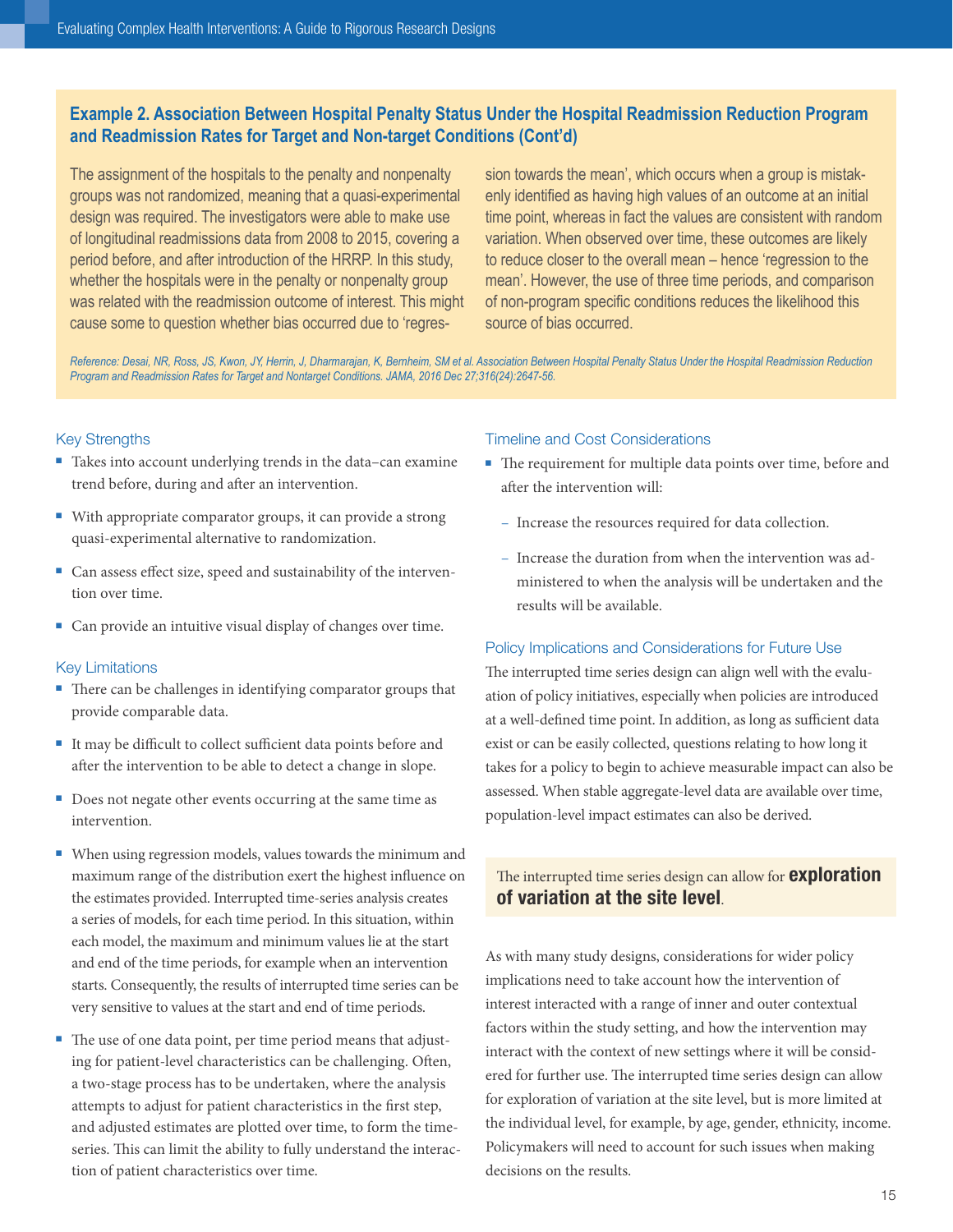## Example 2. Association Between Hospital Penalty Status Under the Hospital Readmission Reduction Program and Readmission Rates for Target and Non-target Conditions (Cont'd)

The assignment of the hospitals to the penalty and nonpenalty groups was not randomized, meaning that a quasi-experimental design was required. The investigators were able to make use of longitudinal readmissions data from 2008 to 2015, covering a period before, and after introduction of the HRRP. In this study, whether the hospitals were in the penalty or nonpenalty group was related with the readmission outcome of interest. This might cause some to question whether bias occurred due to 'regression towards the mean', which occurs when a group is mistakenly identified as having high values of an outcome at an initial time point, whereas in fact the values are consistent with random variation. When observed over time, these outcomes are likely to reduce closer to the overall mean – hence 'regression to the mean'. However, the use of three time periods, and comparison of non-program specific conditions reduces the likelihood this source of bias occurred.

*Reference: Desai, NR, Ross, JS, Kwon, JY, Herrin, J, Dharmarajan, K, Bernheim, SM et al. Association Between Hospital Penalty Status Under the Hospital Readmission Reduction Program and Readmission Rates for Target and Nontarget Conditions. JAMA, 2016 Dec 27;316(24):2647-56.*

### Key Strengths

- Takes into account underlying trends in the data–can examine trend before, during and after an intervention.
- With appropriate comparator groups, it can provide a strong quasi-experimental alternative to randomization.
- Can assess effect size, speed and sustainability of the intervention over time.
- Can provide an intuitive visual display of changes over time.

### Key Limitations

- There can be challenges in identifying comparator groups that provide comparable data.
- It may be difficult to collect sufficient data points before and after the intervention to be able to detect a change in slope.
- Does not negate other events occurring at the same time as intervention.
- When using regression models, values towards the minimum and maximum range of the distribution exert the highest influence on the estimates provided. Interrupted time-series analysis creates a series of models, for each time period. In this situation, within each model, the maximum and minimum values lie at the start and end of the time periods, for example when an intervention starts. Consequently, the results of interrupted time series can be very sensitive to values at the start and end of time periods.
- The use of one data point, per time period means that adjusting for patient-level characteristics can be challenging. Often, a two-stage process has to be undertaken, where the analysis attempts to adjust for patient characteristics in the first step, and adjusted estimates are plotted over time, to form the time-series. This can limit the ability to fully understand the interaction of patient characteristics over time.

### Timeline and Cost Considerations

- The requirement for multiple data points over time, before and after the intervention will:
  - Increase the resources required for data collection.
  - Increase the duration from when the intervention was administered to when the analysis will be undertaken and the results will be available.

### Policy Implications and Considerations for Future Use

The interrupted time series design can align well with the evaluation of policy initiatives, especially when policies are introduced at a well-defined time point. In addition, as long as sufficient data exist or can be easily collected, questions relating to how long it takes for a policy to begin to achieve measurable impact can also be assessed. When stable aggregate-level data are available over time, population-level impact estimates can also be derived.

> The interrupted time series design can allow for **exploration of variation at the site level**.

As with many study designs, considerations for wider policy implications need to take account how the intervention of interest interacted with a range of inner and outer contextual factors within the study setting, and how the intervention may interact with the context of new settings where it will be considered for further use. The interrupted time series design can allow for exploration of variation at the site level, but is more limited at the individual level, for example, by age, gender, ethnicity, income. Policymakers will need to account for such issues when making decisions on the results.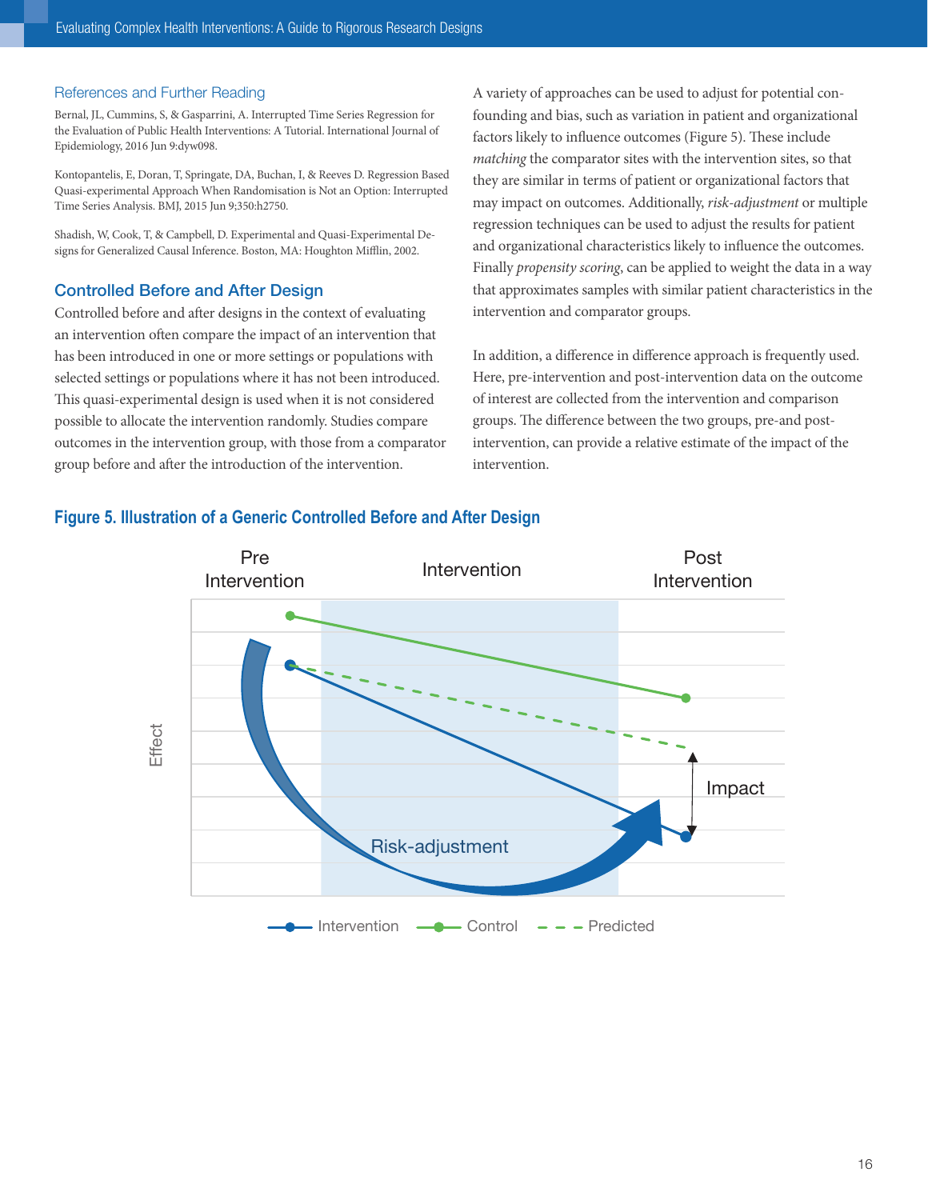### References and Further Reading

Bernal, JL, Cummins, S, & Gasparrini, A. Interrupted Time Series Regression for the Evaluation of Public Health Interventions: A Tutorial. International Journal of Epidemiology, 2016 Jun 9:dyw098.

Kontopantelis, E, Doran, T, Springate, DA, Buchan, I, & Reeves D. Regression Based Quasi-experimental Approach When Randomisation is Not an Option: Interrupted Time Series Analysis. BMJ, 2015 Jun 9;350:h2750.

Shadish, W, Cook, T, & Campbell, D. Experimental and Quasi-Experimental Designs for Generalized Causal Inference. Boston, MA: Houghton Mifflin, 2002.

## Controlled Before and After Design

Controlled before and after designs in the context of evaluating an intervention often compare the impact of an intervention that has been introduced in one or more settings or populations with selected settings or populations where it has not been introduced. This quasi-experimental design is used when it is not considered possible to allocate the intervention randomly. Studies compare outcomes in the intervention group, with those from a comparator group before and after the introduction of the intervention.

A variety of approaches can be used to adjust for potential confounding and bias, such as variation in patient and organizational factors likely to influence outcomes (Figure 5). These include *matching* the comparator sites with the intervention sites, so that they are similar in terms of patient or organizational factors that may impact on outcomes. Additionally, *risk-adjustment* or multiple regression techniques can be used to adjust the results for patient and organizational characteristics likely to influence the outcomes. Finally *propensity scoring*, can be applied to weight the data in a way that approximates samples with similar patient characteristics in the intervention and comparator groups.

In addition, a difference in difference approach is frequently used. Here, pre-intervention and post-intervention data on the outcome of interest are collected from the intervention and comparison groups. The difference between the two groups, pre-and post-intervention, can provide a relative estimate of the impact of the intervention.

**Figure 5. Illustration of a Generic Controlled Before and After Design**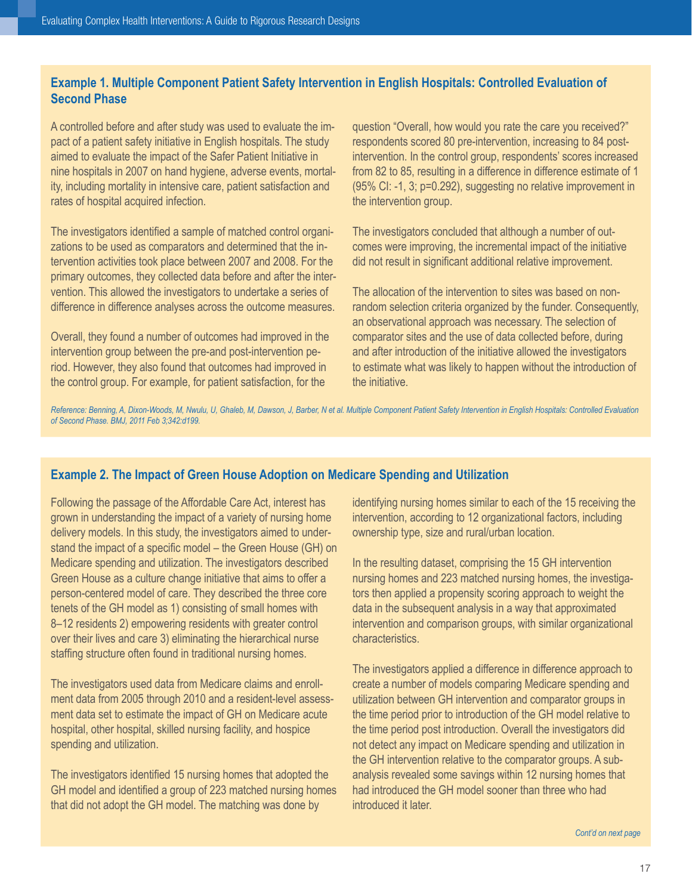### Example 1. Multiple Component Patient Safety Intervention in English Hospitals: Controlled Evaluation of Second Phase

A controlled before and after study was used to evaluate the impact of a patient safety initiative in English hospitals. The study aimed to evaluate the impact of the Safer Patient Initiative in nine hospitals in 2007 on hand hygiene, adverse events, mortality, including mortality in intensive care, patient satisfaction and rates of hospital acquired infection.

The investigators identified a sample of matched control organizations to be used as comparators and determined that the intervention activities took place between 2007 and 2008. For the primary outcomes, they collected data before and after the intervention. This allowed the investigators to undertake a series of difference in difference analyses across the outcome measures.

Overall, they found a number of outcomes had improved in the intervention group between the pre-and post-intervention period. However, they also found that outcomes had improved in the control group. For example, for patient satisfaction, for the question "Overall, how would you rate the care you received?" respondents scored 80 pre-intervention, increasing to 84 post-intervention. In the control group, respondents' scores increased from 82 to 85, resulting in a difference in difference estimate of 1 (95% CI: -1, 3; p=0.292), suggesting no relative improvement in the intervention group.

The investigators concluded that although a number of outcomes were improving, the incremental impact of the initiative did not result in significant additional relative improvement.

The allocation of the intervention to sites was based on non-random selection criteria organized by the funder. Consequently, an observational approach was necessary. The selection of comparator sites and the use of data collected before, during and after introduction of the initiative allowed the investigators to estimate what was likely to happen without the introduction of the initiative.

*Reference: Benning, A, Dixon-Woods, M, Nwulu, U, Ghaleb, M, Dawson, J, Barber, N et al. Multiple Component Patient Safety Intervention in English Hospitals: Controlled Evaluation of Second Phase. BMJ, 2011 Feb 3;342:d199.*

### Example 2. The Impact of Green House Adoption on Medicare Spending and Utilization

Following the passage of the Affordable Care Act, interest has grown in understanding the impact of a variety of nursing home delivery models. In this study, the investigators aimed to understand the impact of a specific model – the Green House (GH) on Medicare spending and utilization. The investigators described Green House as a culture change initiative that aims to offer a person-centered model of care. They described the three core tenets of the GH model as 1) consisting of small homes with 8–12 residents 2) empowering residents with greater control over their lives and care 3) eliminating the hierarchical nurse staffing structure often found in traditional nursing homes.

The investigators used data from Medicare claims and enrollment data from 2005 through 2010 and a resident-level assessment data set to estimate the impact of GH on Medicare acute hospital, other hospital, skilled nursing facility, and hospice spending and utilization.

The investigators identified 15 nursing homes that adopted the GH model and identified a group of 223 matched nursing homes that did not adopt the GH model. The matching was done by identifying nursing homes similar to each of the 15 receiving the intervention, according to 12 organizational factors, including ownership type, size and rural/urban location.

In the resulting dataset, comprising the 15 GH intervention nursing homes and 223 matched nursing homes, the investigators then applied a propensity scoring approach to weight the data in the subsequent analysis in a way that approximated intervention and comparison groups, with similar organizational characteristics.

The investigators applied a difference in difference approach to create a number of models comparing Medicare spending and utilization between GH intervention and comparator groups in the time period prior to introduction of the GH model relative to the time period post introduction. Overall the investigators did not detect any impact on Medicare spending and utilization in the GH intervention relative to the comparator groups. A sub-analysis revealed some savings within 12 nursing homes that had introduced the GH model sooner than three who had introduced it later.

*Cont'd on next page*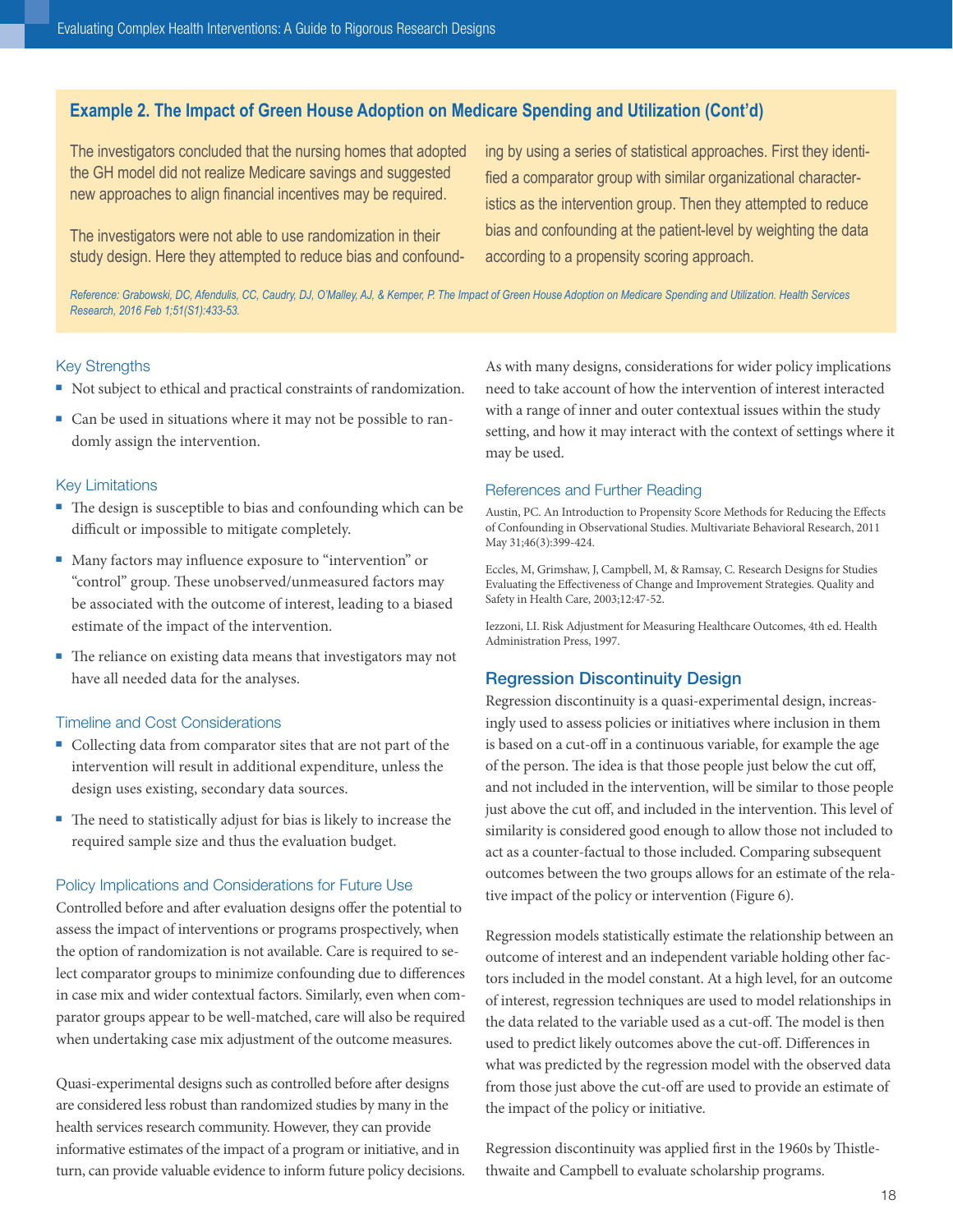### Example 2. The Impact of Green House Adoption on Medicare Spending and Utilization (Cont'd)

The investigators concluded that the nursing homes that adopted the GH model did not realize Medicare savings and suggested new approaches to align financial incentives may be required.

The investigators were not able to use randomization in their study design. Here they attempted to reduce bias and confounding by using a series of statistical approaches. First they identified a comparator group with similar organizational characteristics as the intervention group. Then they attempted to reduce bias and confounding at the patient-level by weighting the data according to a propensity scoring approach.

*Reference: Grabowski, DC, Afendulis, CC, Caudry, DJ, O'Malley, AJ, & Kemper, P. The Impact of Green House Adoption on Medicare Spending and Utilization. Health Services Research, 2016 Feb 1;51(S1):433-53.*

#### Key Strengths

- Not subject to ethical and practical constraints of randomization.
- Can be used in situations where it may not be possible to randomly assign the intervention.

#### Key Limitations

- The design is susceptible to bias and confounding which can be difficult or impossible to mitigate completely.
- Many factors may influence exposure to "intervention" or "control" group. These unobserved/unmeasured factors may be associated with the outcome of interest, leading to a biased estimate of the impact of the intervention.
- The reliance on existing data means that investigators may not have all needed data for the analyses.

#### Timeline and Cost Considerations

- Collecting data from comparator sites that are not part of the intervention will result in additional expenditure, unless the design uses existing, secondary data sources.
- The need to statistically adjust for bias is likely to increase the required sample size and thus the evaluation budget.

#### Policy Implications and Considerations for Future Use

Controlled before and after evaluation designs offer the potential to assess the impact of interventions or programs prospectively, when the option of randomization is not available. Care is required to select comparator groups to minimize confounding due to differences in case mix and wider contextual factors. Similarly, even when comparator groups appear to be well-matched, care will also be required when undertaking case mix adjustment of the outcome measures.

Quasi-experimental designs such as controlled before after designs are considered less robust than randomized studies by many in the health services research community. However, they can provide informative estimates of the impact of a program or initiative, and in turn, can provide valuable evidence to inform future policy decisions. As with many designs, considerations for wider policy implications need to take account of how the intervention of interest interacted with a range of inner and outer contextual issues within the study setting, and how it may interact with the context of settings where it may be used.

#### References and Further Reading

Austin, PC. An Introduction to Propensity Score Methods for Reducing the Effects of Confounding in Observational Studies. Multivariate Behavioral Research, 2011 May 31;46(3):399-424.

Eccles, M, Grimshaw, J, Campbell, M, & Ramsay, C. Research Designs for Studies Evaluating the Effectiveness of Change and Improvement Strategies. Quality and Safety in Health Care, 2003;12:47-52.

Iezzoni, LI. Risk Adjustment for Measuring Healthcare Outcomes, 4th ed. Health Administration Press, 1997.

## Regression Discontinuity Design

Regression discontinuity is a quasi-experimental design, increasingly used to assess policies or initiatives where inclusion in them is based on a cut-off in a continuous variable, for example the age of the person. The idea is that those people just below the cut off, and not included in the intervention, will be similar to those people just above the cut off, and included in the intervention. This level of similarity is considered good enough to allow those not included to act as a counter-factual to those included. Comparing subsequent outcomes between the two groups allows for an estimate of the relative impact of the policy or intervention (Figure 6).

Regression models statistically estimate the relationship between an outcome of interest and an independent variable holding other factors included in the model constant. At a high level, for an outcome of interest, regression techniques are used to model relationships in the data related to the variable used as a cut-off. The model is then used to predict likely outcomes above the cut-off. Differences in what was predicted by the regression model with the observed data from those just above the cut-off are used to provide an estimate of the impact of the policy or initiative.

Regression discontinuity was applied first in the 1960s by Thistlethwaite and Campbell to evaluate scholarship programs.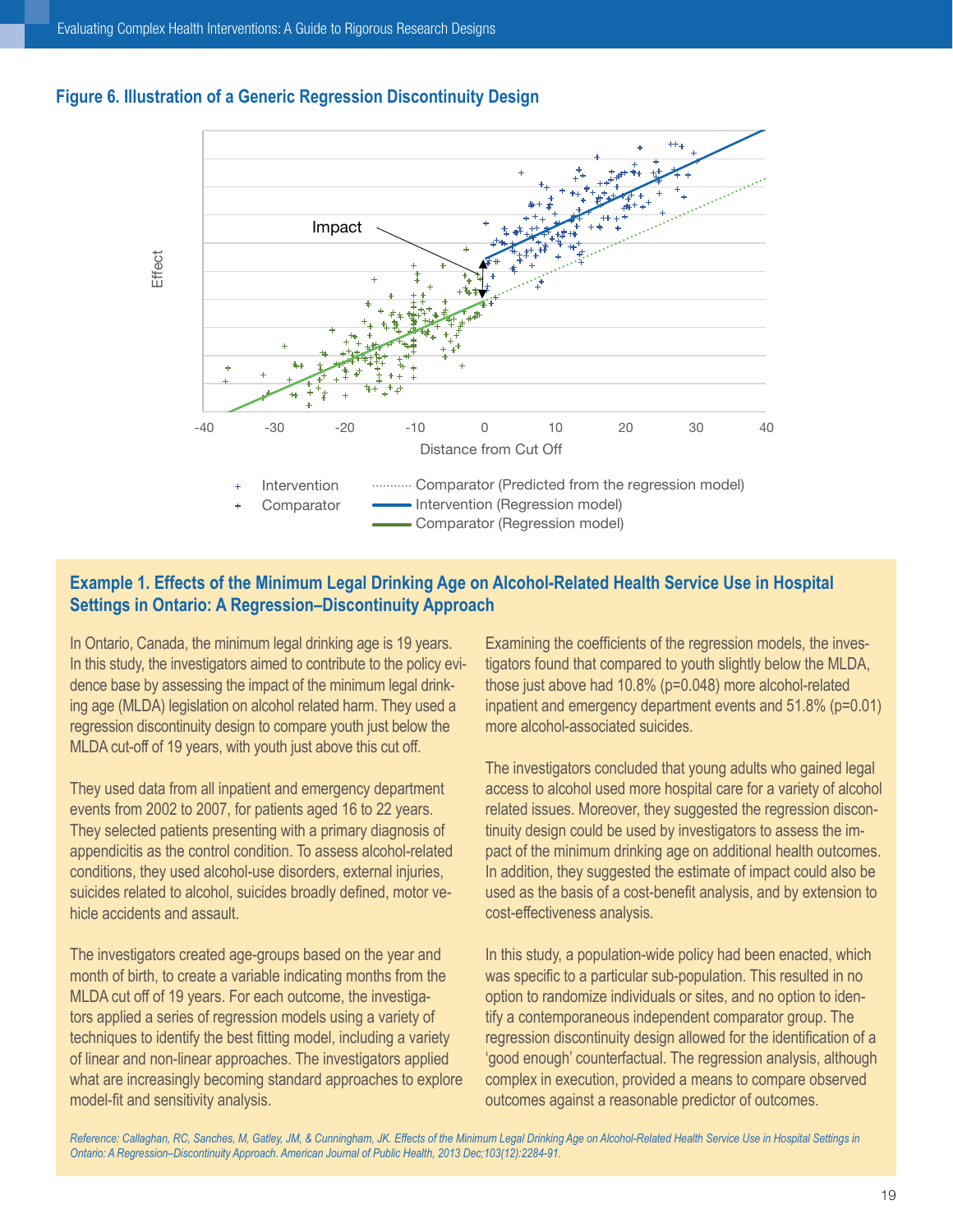**Figure 6. Illustration of a Generic Regression Discontinuity Design**

Impact

Effect

Distance from Cut Off

-40 -30 -20 -10 0 10 20 30 40

+ Intervention
+ Comparator
Comparator (Predicted from the regression model)
Intervention (Regression model)
Comparator (Regression model)

## Example 1. Effects of the Minimum Legal Drinking Age on Alcohol-Related Health Service Use in Hospital Settings in Ontario: A Regression–Discontinuity Approach

In Ontario, Canada, the minimum legal drinking age is 19 years. In this study, the investigators aimed to contribute to the policy evidence base by assessing the impact of the minimum legal drinking age (MLDA) legislation on alcohol related harm. They used a regression discontinuity design to compare youth just below the MLDA cut-off of 19 years, with youth just above this cut off.

They used data from all inpatient and emergency department events from 2002 to 2007, for patients aged 16 to 22 years. They selected patients presenting with a primary diagnosis of appendicitis as the control condition. To assess alcohol-related conditions, they used alcohol-use disorders, external injuries, suicides related to alcohol, suicides broadly defined, motor vehicle accidents and assault.

The investigators created age-groups based on the year and month of birth, to create a variable indicating months from the MLDA cut off of 19 years. For each outcome, the investigators applied a series of regression models using a variety of techniques to identify the best fitting model, including a variety of linear and non-linear approaches. The investigators applied what are increasingly becoming standard approaches to explore model-fit and sensitivity analysis.

Examining the coefficients of the regression models, the investigators found that compared to youth slightly below the MLDA, those just above had 10.8% ($p=0.048$) more alcohol-related inpatient and emergency department events and 51.8% ($p=0.01$) more alcohol-associated suicides.

The investigators concluded that young adults who gained legal access to alcohol used more hospital care for a variety of alcohol related issues. Moreover, they suggested the regression discontinuity design could be used by investigators to assess the impact of the minimum drinking age on additional health outcomes. In addition, they suggested the estimate of impact could also be used as the basis of a cost-benefit analysis, and by extension to cost-effectiveness analysis.

In this study, a population-wide policy had been enacted, which was specific to a particular sub-population. This resulted in no option to randomize individuals or sites, and no option to identify a contemporaneous independent comparator group. The regression discontinuity design allowed for the identification of a 'good enough' counterfactual. The regression analysis, although complex in execution, provided a means to compare observed outcomes against a reasonable predictor of outcomes.

*Reference: Callaghan, RC, Sanches, M, Gatley, JM, & Cunningham, JK. Effects of the Minimum Legal Drinking Age on Alcohol-Related Health Service Use in Hospital Settings in Ontario: A Regression–Discontinuity Approach. American Journal of Public Health, 2013 Dec;103(12):2284-91.*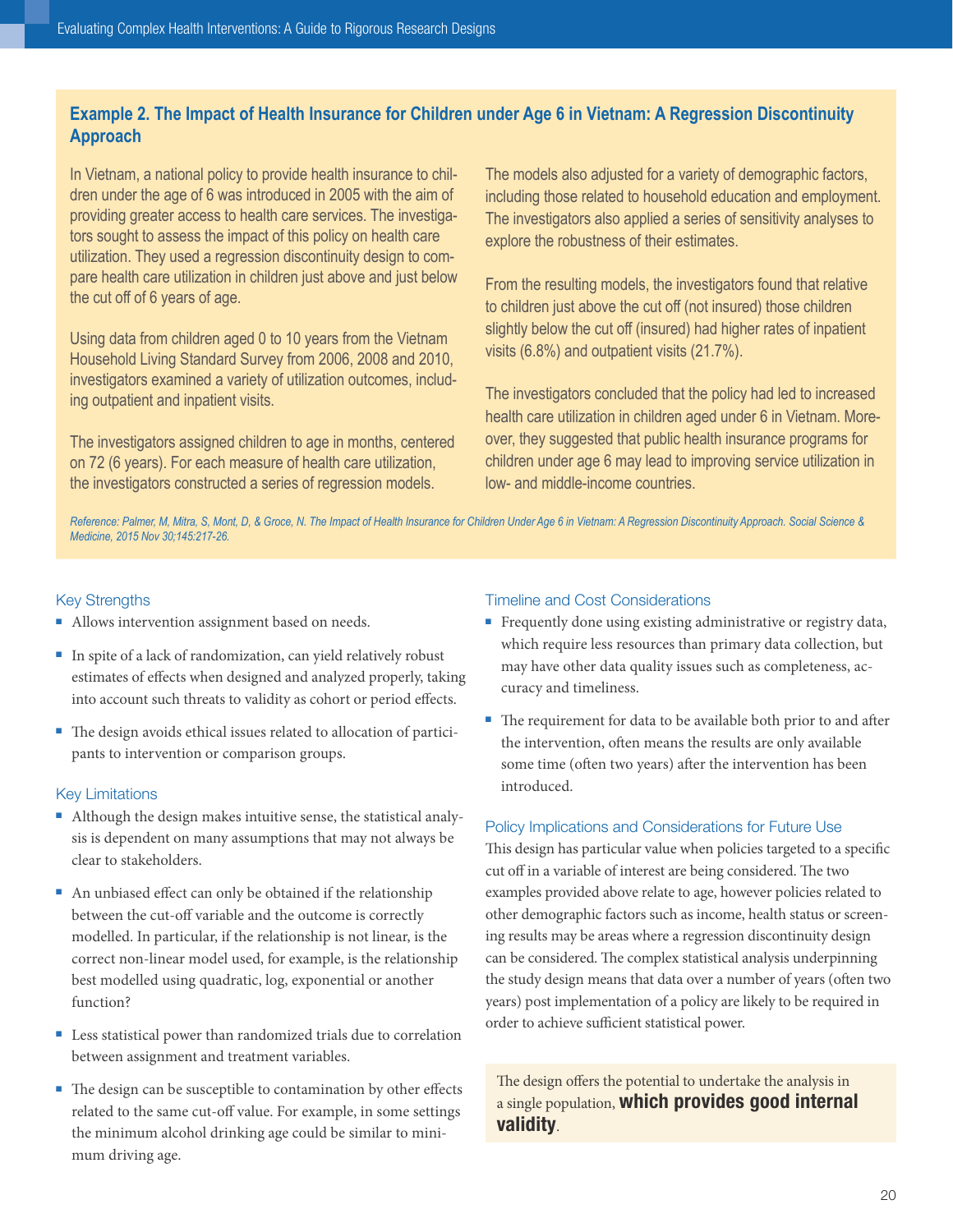## Example 2. The Impact of Health Insurance for Children under Age 6 in Vietnam: A Regression Discontinuity Approach

In Vietnam, a national policy to provide health insurance to children under the age of 6 was introduced in 2005 with the aim of providing greater access to health care services. The investigators sought to assess the impact of this policy on health care utilization. They used a regression discontinuity design to compare health care utilization in children just above and just below the cut off of 6 years of age.

Using data from children aged 0 to 10 years from the Vietnam Household Living Standard Survey from 2006, 2008 and 2010, investigators examined a variety of utilization outcomes, including outpatient and inpatient visits.

The investigators assigned children to age in months, centered on 72 (6 years). For each measure of health care utilization, the investigators constructed a series of regression models. The models also adjusted for a variety of demographic factors, including those related to household education and employment. The investigators also applied a series of sensitivity analyses to explore the robustness of their estimates.

From the resulting models, the investigators found that relative to children just above the cut off (not insured) those children slightly below the cut off (insured) had higher rates of inpatient visits (6.8%) and outpatient visits (21.7%).

The investigators concluded that the policy had led to increased health care utilization in children aged under 6 in Vietnam. Moreover, they suggested that public health insurance programs for children under age 6 may lead to improving service utilization in low- and middle-income countries.

*Reference: Palmer, M, Mitra, S, Mont, D, & Groce, N. The Impact of Health Insurance for Children Under Age 6 in Vietnam: A Regression Discontinuity Approach. Social Science & Medicine, 2015 Nov 30;145:217-26.*

### Key Strengths

- Allows intervention assignment based on needs.
- In spite of a lack of randomization, can yield relatively robust estimates of effects when designed and analyzed properly, taking into account such threats to validity as cohort or period effects.
- The design avoids ethical issues related to allocation of participants to intervention or comparison groups.

### Key Limitations

- Although the design makes intuitive sense, the statistical analysis is dependent on many assumptions that may not always be clear to stakeholders.
- An unbiased effect can only be obtained if the relationship between the cut-off variable and the outcome is correctly modelled. In particular, if the relationship is not linear, is the correct non-linear model used, for example, is the relationship best modelled using quadratic, log, exponential or another function?
- Less statistical power than randomized trials due to correlation between assignment and treatment variables.
- The design can be susceptible to contamination by other effects related to the same cut-off value. For example, in some settings the minimum alcohol drinking age could be similar to minimum driving age.

### Timeline and Cost Considerations

- Frequently done using existing administrative or registry data, which require less resources than primary data collection, but may have other data quality issues such as completeness, accuracy and timeliness.
- The requirement for data to be available both prior to and after the intervention, often means the results are only available some time (often two years) after the intervention has been introduced.

### Policy Implications and Considerations for Future Use

This design has particular value when policies targeted to a specific cut off in a variable of interest are being considered. The two examples provided above relate to age, however policies related to other demographic factors such as income, health status or screening results may be areas where a regression discontinuity design can be considered. The complex statistical analysis underpinning the study design means that data over a number of years (often two years) post implementation of a policy are likely to be required in order to achieve sufficient statistical power.

The design offers the potential to undertake the analysis in a single population, **which provides good internal validity**.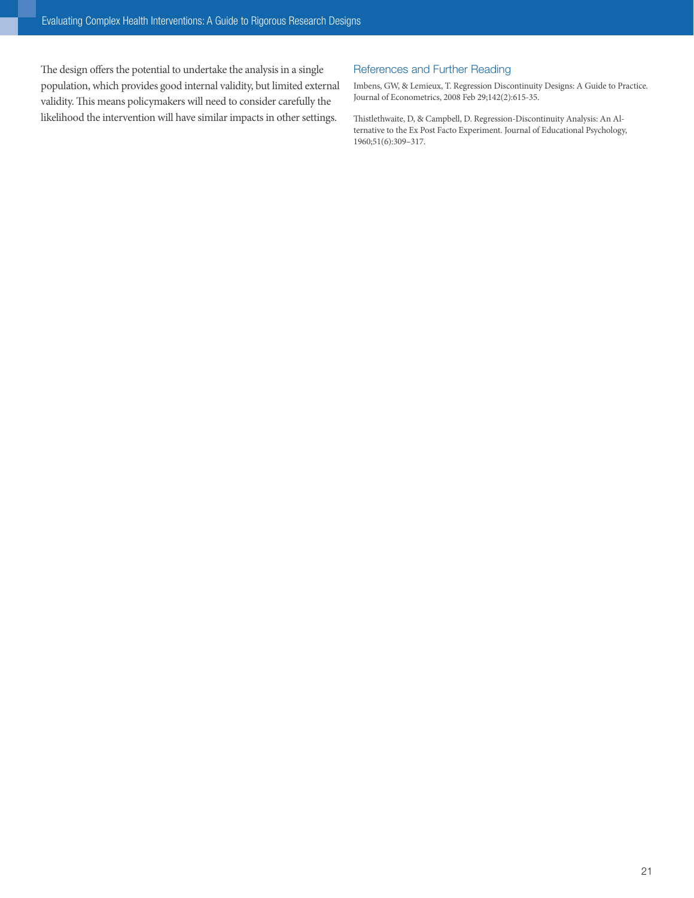The design offers the potential to undertake the analysis in a single population, which provides good internal validity, but limited external validity. This means policymakers will need to consider carefully the likelihood the intervention will have similar impacts in other settings.

### References and Further Reading

Imbens, GW, & Lemieux, T. Regression Discontinuity Designs: A Guide to Practice. Journal of Econometrics, 2008 Feb 29;142(2):615-35.

Thistlethwaite, D, & Campbell, D. Regression-Discontinuity Analysis: An Alternative to the Ex Post Facto Experiment. Journal of Educational Psychology, 1960;51(6):309–317.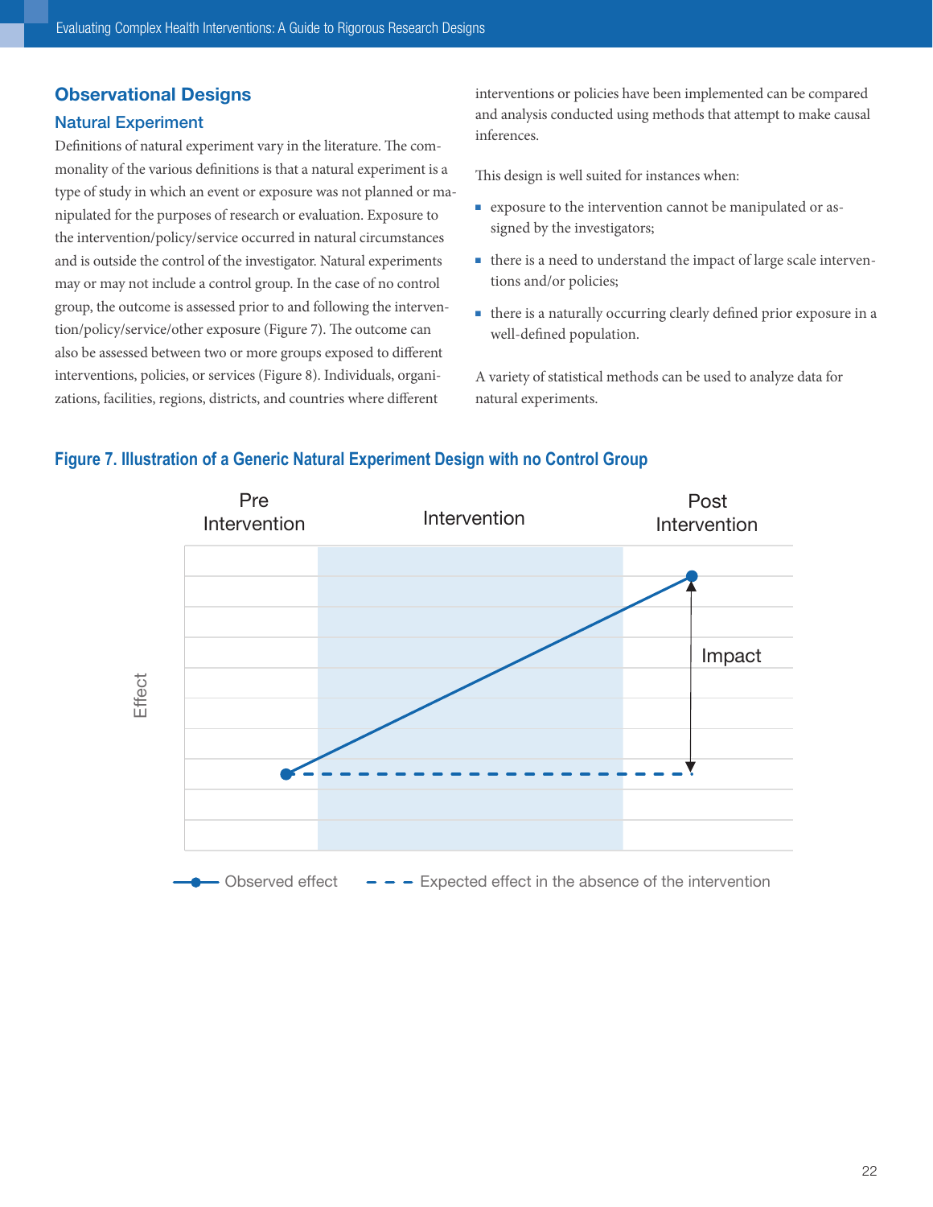## Observational Designs

### Natural Experiment

Definitions of natural experiment vary in the literature. The commonality of the various definitions is that a natural experiment is a type of study in which an event or exposure was not planned or manipulated for the purposes of research or evaluation. Exposure to the intervention/policy/service occurred in natural circumstances and is outside the control of the investigator. Natural experiments may or may not include a control group. In the case of no control group, the outcome is assessed prior to and following the intervention/policy/service/other exposure (Figure 7). The outcome can also be assessed between two or more groups exposed to different interventions, policies, or services (Figure 8). Individuals, organizations, facilities, regions, districts, and countries where different interventions or policies have been implemented can be compared and analysis conducted using methods that attempt to make causal inferences.

This design is well suited for instances when:

- exposure to the intervention cannot be manipulated or assigned by the investigators;
- there is a need to understand the impact of large scale interventions and/or policies;
- there is a naturally occurring clearly defined prior exposure in a well-defined population.

A variety of statistical methods can be used to analyze data for natural experiments.

**Figure 7. Illustration of a Generic Natural Experiment Design with no Control Group**

Pre Intervention | Intervention | Post Intervention

Effect

Impact

Observed effect — Expected effect in the absence of the intervention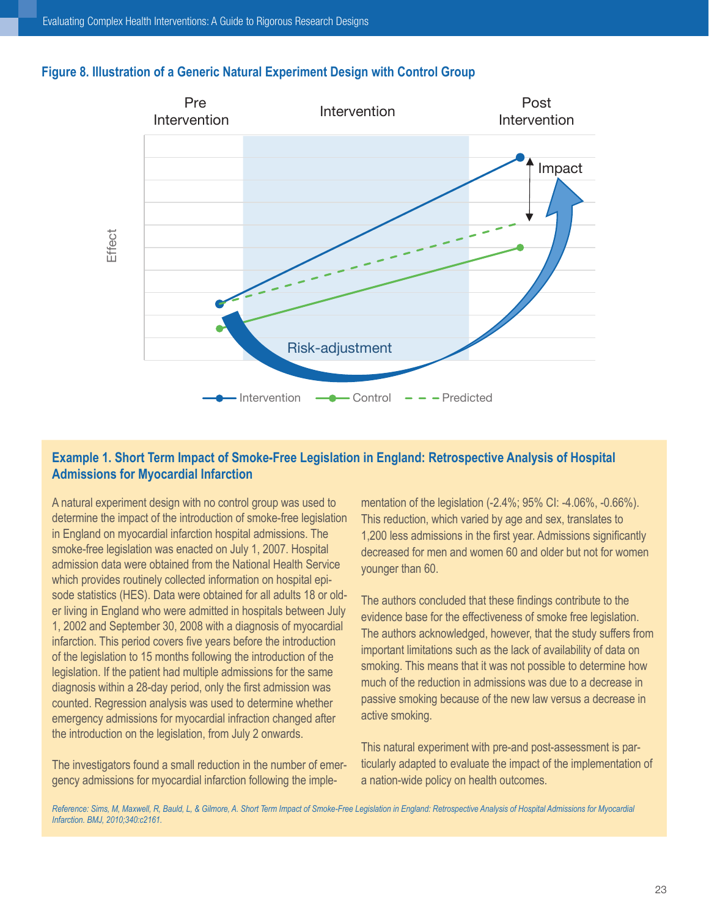**Figure 8. Illustration of a Generic Natural Experiment Design with Control Group**

### Example 1. Short Term Impact of Smoke-Free Legislation in England: Retrospective Analysis of Hospital Admissions for Myocardial Infarction

A natural experiment design with no control group was used to determine the impact of the introduction of smoke-free legislation in England on myocardial infarction hospital admissions. The smoke-free legislation was enacted on July 1, 2007. Hospital admission data were obtained from the National Health Service which provides routinely collected information on hospital episode statistics (HES). Data were obtained for all adults 18 or older living in England who were admitted in hospitals between July 1, 2002 and September 30, 2008 with a diagnosis of myocardial infarction. This period covers five years before the introduction of the legislation to 15 months following the introduction of the legislation. If the patient had multiple admissions for the same diagnosis within a 28-day period, only the first admission was counted. Regression analysis was used to determine whether emergency admissions for myocardial infraction changed after the introduction on the legislation, from July 2 onwards.

The investigators found a small reduction in the number of emergency admissions for myocardial infarction following the implementation of the legislation (-2.4%; 95% CI: -4.06%, -0.66%). This reduction, which varied by age and sex, translates to 1,200 less admissions in the first year. Admissions significantly decreased for men and women 60 and older but not for women younger than 60.

The authors concluded that these findings contribute to the evidence base for the effectiveness of smoke free legislation. The authors acknowledged, however, that the study suffers from important limitations such as the lack of availability of data on smoking. This means that it was not possible to determine how much of the reduction in admissions was due to a decrease in passive smoking because of the new law versus a decrease in active smoking.

This natural experiment with pre-and post-assessment is particularly adapted to evaluate the impact of the implementation of a nation-wide policy on health outcomes.

*Reference: Sims, M, Maxwell, R, Bauld, L, & Gilmore, A. Short Term Impact of Smoke-Free Legislation in England: Retrospective Analysis of Hospital Admissions for Myocardial Infarction. BMJ, 2010;340:c2161.*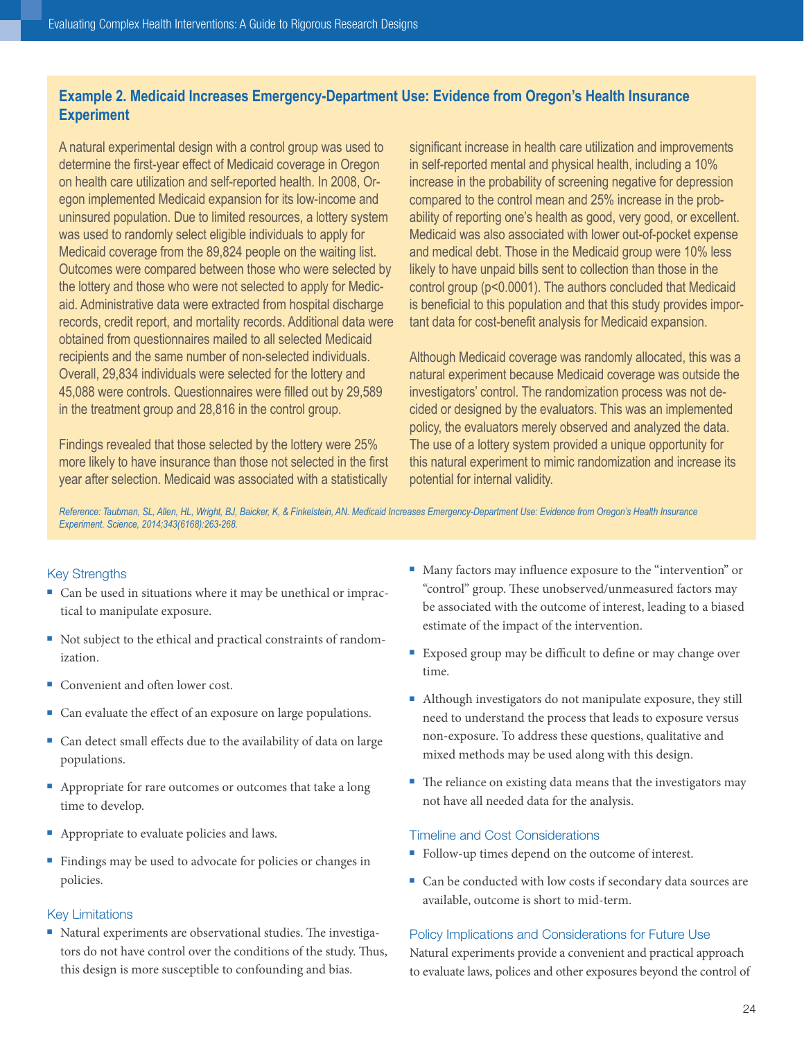### Example 2. Medicaid Increases Emergency-Department Use: Evidence from Oregon's Health Insurance Experiment

A natural experimental design with a control group was used to determine the first-year effect of Medicaid coverage in Oregon on health care utilization and self-reported health. In 2008, Oregon implemented Medicaid expansion for its low-income and uninsured population. Due to limited resources, a lottery system was used to randomly select eligible individuals to apply for Medicaid coverage from the 89,824 people on the waiting list. Outcomes were compared between those who were selected by the lottery and those who were not selected to apply for Medicaid. Administrative data were extracted from hospital discharge records, credit report, and mortality records. Additional data were obtained from questionnaires mailed to all selected Medicaid recipients and the same number of non-selected individuals. Overall, 29,834 individuals were selected for the lottery and 45,088 were controls. Questionnaires were filled out by 29,589 in the treatment group and 28,816 in the control group.

Findings revealed that those selected by the lottery were 25% more likely to have insurance than those not selected in the first year after selection. Medicaid was associated with a statistically significant increase in health care utilization and improvements in self-reported mental and physical health, including a 10% increase in the probability of screening negative for depression compared to the control mean and 25% increase in the probability of reporting one's health as good, very good, or excellent. Medicaid was also associated with lower out-of-pocket expense and medical debt. Those in the Medicaid group were 10% less likely to have unpaid bills sent to collection than those in the control group ($p<0.0001$). The authors concluded that Medicaid is beneficial to this population and that this study provides important data for cost-benefit analysis for Medicaid expansion.

Although Medicaid coverage was randomly allocated, this was a natural experiment because Medicaid coverage was outside the investigators' control. The randomization process was not decided or designed by the evaluators. This was an implemented policy, the evaluators merely observed and analyzed the data. The use of a lottery system provided a unique opportunity for this natural experiment to mimic randomization and increase its potential for internal validity.

*Reference: Taubman, SL, Allen, HL, Wright, BJ, Baicker, K, & Finkelstein, AN. Medicaid Increases Emergency-Department Use: Evidence from Oregon's Health Insurance Experiment. Science, 2014;343(6168):263-268.*

### Key Strengths

- Can be used in situations where it may be unethical or impractical to manipulate exposure.
- Not subject to the ethical and practical constraints of randomization.
- Convenient and often lower cost.
- Can evaluate the effect of an exposure on large populations.
- Can detect small effects due to the availability of data on large populations.
- Appropriate for rare outcomes or outcomes that take a long time to develop.
- Appropriate to evaluate policies and laws.
- Findings may be used to advocate for policies or changes in policies.

### Key Limitations

- Natural experiments are observational studies. The investigators do not have control over the conditions of the study. Thus, this design is more susceptible to confounding and bias.
- Many factors may influence exposure to the "intervention" or "control" group. These unobserved/unmeasured factors may be associated with the outcome of interest, leading to a biased estimate of the impact of the intervention.
- Exposed group may be difficult to define or may change over time.
- Although investigators do not manipulate exposure, they still need to understand the process that leads to exposure versus non-exposure. To address these questions, qualitative and mixed methods may be used along with this design.
- The reliance on existing data means that the investigators may not have all needed data for the analysis.

### Timeline and Cost Considerations

- Follow-up times depend on the outcome of interest.
- Can be conducted with low costs if secondary data sources are available, outcome is short to mid-term.

### Policy Implications and Considerations for Future Use

Natural experiments provide a convenient and practical approach to evaluate laws, polices and other exposures beyond the control of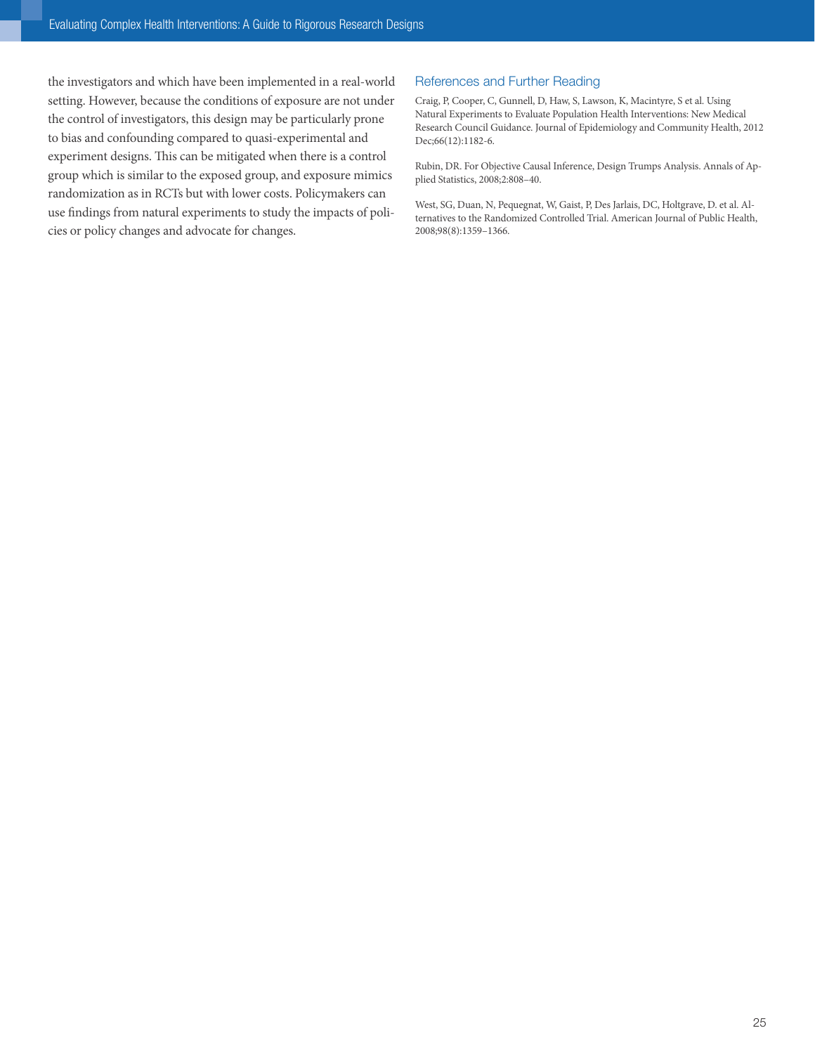the investigators and which have been implemented in a real-world setting. However, because the conditions of exposure are not under the control of investigators, this design may be particularly prone to bias and confounding compared to quasi-experimental and experiment designs. This can be mitigated when there is a control group which is similar to the exposed group, and exposure mimics randomization as in RCTs but with lower costs. Policymakers can use findings from natural experiments to study the impacts of policies or policy changes and advocate for changes.

## References and Further Reading

Craig, P, Cooper, C, Gunnell, D, Haw, S, Lawson, K, Macintyre, S et al. Using Natural Experiments to Evaluate Population Health Interventions: New Medical Research Council Guidance. Journal of Epidemiology and Community Health, 2012 Dec;66(12):1182-6.

Rubin, DR. For Objective Causal Inference, Design Trumps Analysis. Annals of Applied Statistics, 2008;2:808–40.

West, SG, Duan, N, Pequegnat, W, Gaist, P, Des Jarlais, DC, Holtgrave, D. et al. Alternatives to the Randomized Controlled Trial. American Journal of Public Health, 2008;98(8):1359–1366.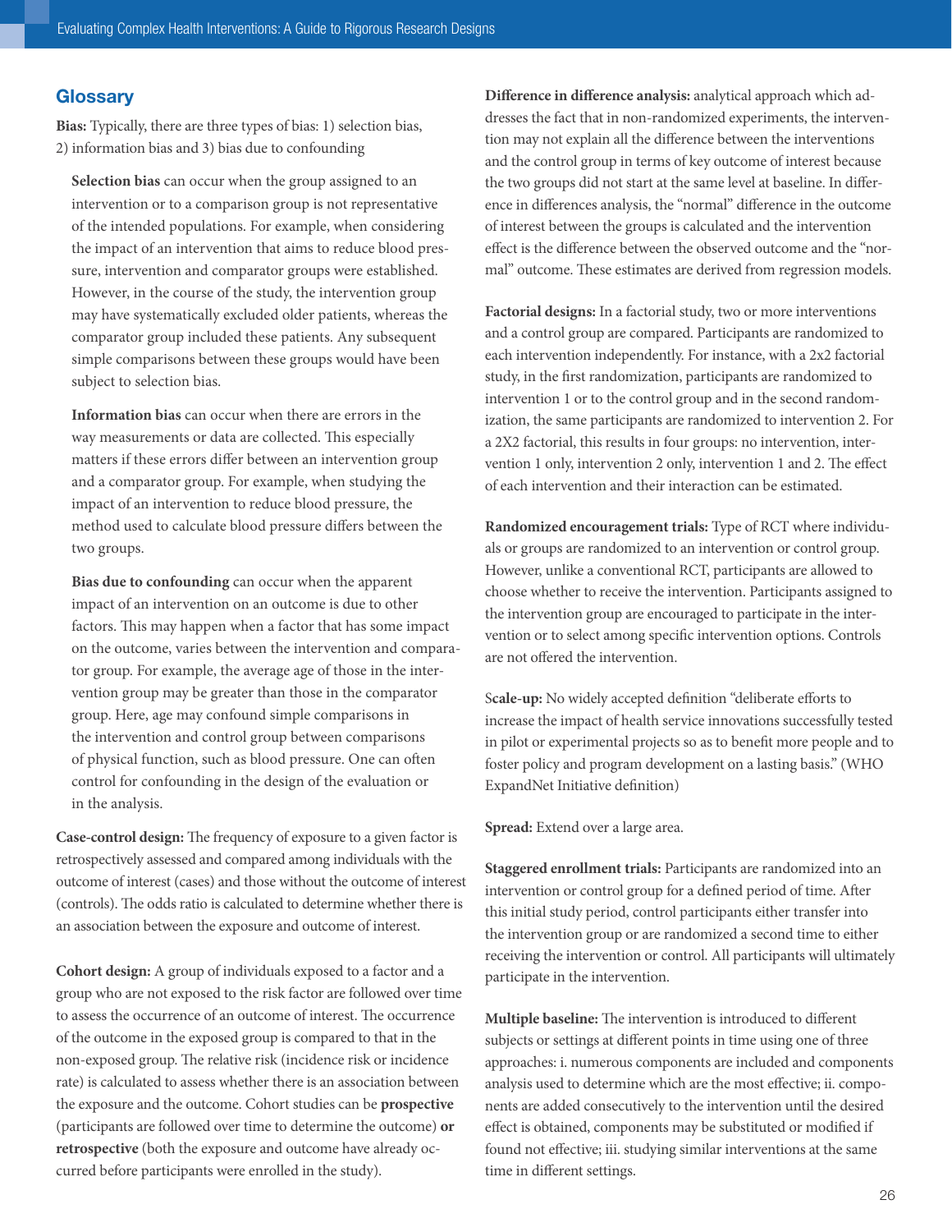## Glossary

**Bias:** Typically, there are three types of bias: 1) selection bias, 2) information bias and 3) bias due to confounding

**Selection bias** can occur when the group assigned to an intervention or to a comparison group is not representative of the intended populations. For example, when considering the impact of an intervention that aims to reduce blood pressure, intervention and comparator groups were established. However, in the course of the study, the intervention group may have systematically excluded older patients, whereas the comparator group included these patients. Any subsequent simple comparisons between these groups would have been subject to selection bias.

**Information bias** can occur when there are errors in the way measurements or data are collected. This especially matters if these errors differ between an intervention group and a comparator group. For example, when studying the impact of an intervention to reduce blood pressure, the method used to calculate blood pressure differs between the two groups.

**Bias due to confounding** can occur when the apparent impact of an intervention on an outcome is due to other factors. This may happen when a factor that has some impact on the outcome, varies between the intervention and comparator group. For example, the average age of those in the intervention group may be greater than those in the comparator group. Here, age may confound simple comparisons in the intervention and control group between comparisons of physical function, such as blood pressure. One can often control for confounding in the design of the evaluation or in the analysis.

**Case-control design:** The frequency of exposure to a given factor is retrospectively assessed and compared among individuals with the outcome of interest (cases) and those without the outcome of interest (controls). The odds ratio is calculated to determine whether there is an association between the exposure and outcome of interest.

**Cohort design:** A group of individuals exposed to a factor and a group who are not exposed to the risk factor are followed over time to assess the occurrence of an outcome of interest. The occurrence of the outcome in the exposed group is compared to that in the non-exposed group. The relative risk (incidence risk or incidence rate) is calculated to assess whether there is an association between the exposure and the outcome. Cohort studies can be **prospective** (participants are followed over time to determine the outcome) **or retrospective** (both the exposure and outcome have already occurred before participants were enrolled in the study).

**Difference in difference analysis:** analytical approach which addresses the fact that in non-randomized experiments, the intervention may not explain all the difference between the interventions and the control group in terms of key outcome of interest because the two groups did not start at the same level at baseline. In difference in differences analysis, the "normal" difference in the outcome of interest between the groups is calculated and the intervention effect is the difference between the observed outcome and the "normal" outcome. These estimates are derived from regression models.

**Factorial designs:** In a factorial study, two or more interventions and a control group are compared. Participants are randomized to each intervention independently. For instance, with a 2x2 factorial study, in the first randomization, participants are randomized to intervention 1 or to the control group and in the second randomization, the same participants are randomized to intervention 2. For a 2X2 factorial, this results in four groups: no intervention, intervention 1 only, intervention 2 only, intervention 1 and 2. The effect of each intervention and their interaction can be estimated.

**Randomized encouragement trials:** Type of RCT where individuals or groups are randomized to an intervention or control group. However, unlike a conventional RCT, participants are allowed to choose whether to receive the intervention. Participants assigned to the intervention group are encouraged to participate in the intervention or to select among specific intervention options. Controls are not offered the intervention.

S**cale-up:** No widely accepted definition "deliberate efforts to increase the impact of health service innovations successfully tested in pilot or experimental projects so as to benefit more people and to foster policy and program development on a lasting basis." (WHO ExpandNet Initiative definition)

**Spread:** Extend over a large area.

**Staggered enrollment trials:** Participants are randomized into an intervention or control group for a defined period of time. After this initial study period, control participants either transfer into the intervention group or are randomized a second time to either receiving the intervention or control. All participants will ultimately participate in the intervention.

**Multiple baseline:** The intervention is introduced to different subjects or settings at different points in time using one of three approaches: i. numerous components are included and components analysis used to determine which are the most effective; ii. components are added consecutively to the intervention until the desired effect is obtained, components may be substituted or modified if found not effective; iii. studying similar interventions at the same time in different settings.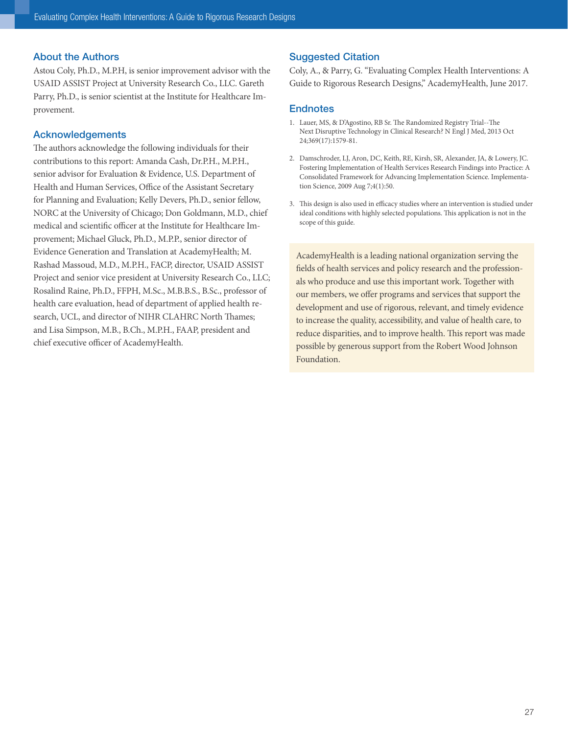## About the Authors

Astou Coly, Ph.D., M.P.H, is senior improvement advisor with the USAID ASSIST Project at University Research Co., LLC. Gareth Parry, Ph.D., is senior scientist at the Institute for Healthcare Improvement.

## Acknowledgements

The authors acknowledge the following individuals for their contributions to this report: Amanda Cash, Dr.P.H., M.P.H., senior advisor for Evaluation & Evidence, U.S. Department of Health and Human Services, Office of the Assistant Secretary for Planning and Evaluation; Kelly Devers, Ph.D., senior fellow, NORC at the University of Chicago; Don Goldmann, M.D., chief medical and scientific officer at the Institute for Healthcare Improvement; Michael Gluck, Ph.D., M.P.P., senior director of Evidence Generation and Translation at AcademyHealth; M. Rashad Massoud, M.D., M.P.H., FACP, director, USAID ASSIST Project and senior vice president at University Research Co., LLC; Rosalind Raine, Ph.D., FFPH, M.Sc., M.B.B.S., B.Sc., professor of health care evaluation, head of department of applied health research, UCL, and director of NIHR CLAHRC North Thames; and Lisa Simpson, M.B., B.Ch., M.P.H., FAAP, president and chief executive officer of AcademyHealth.

## Suggested Citation

Coly, A., & Parry, G. "Evaluating Complex Health Interventions: A Guide to Rigorous Research Designs," AcademyHealth, June 2017.

## Endnotes

1. Lauer, MS, & D'Agostino, RB Sr. The Randomized Registry Trial--The Next Disruptive Technology in Clinical Research? N Engl J Med, 2013 Oct 24;369(17):1579-81.
2. Damschroder, LJ, Aron, DC, Keith, RE, Kirsh, SR, Alexander, JA, & Lowery, JC. Fostering Implementation of Health Services Research Findings into Practice: A Consolidated Framework for Advancing Implementation Science. Implementation Science, 2009 Aug 7;4(1):50.
3. This design is also used in efficacy studies where an intervention is studied under ideal conditions with highly selected populations. This application is not in the scope of this guide.

AcademyHealth is a leading national organization serving the fields of health services and policy research and the professionals who produce and use this important work. Together with our members, we offer programs and services that support the development and use of rigorous, relevant, and timely evidence to increase the quality, accessibility, and value of health care, to reduce disparities, and to improve health. This report was made possible by generous support from the Robert Wood Johnson Foundation.